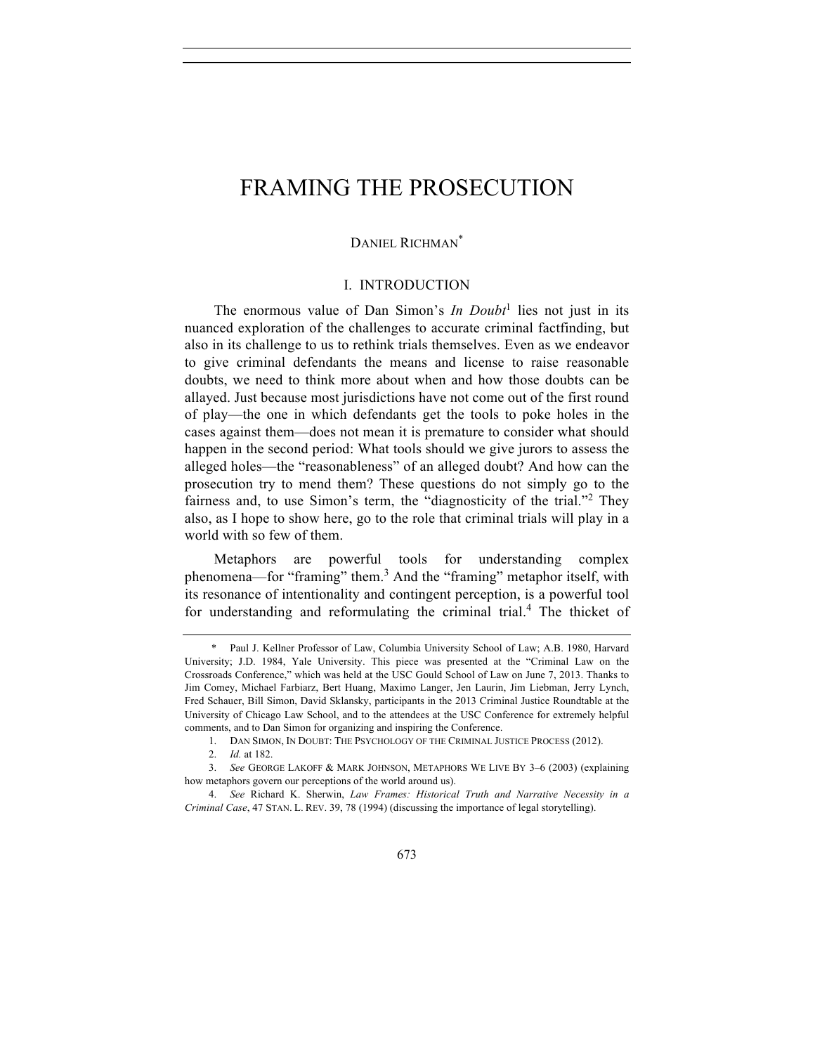# FRAMING THE PROSECUTION

DANIEL RICHMAN[*]

## I. INTRODUCTION

The enormous value of Dan Simon's *In Doubt*[1] lies not just in its nuanced exploration of the challenges to accurate criminal factfinding, but also in its challenge to us to rethink trials themselves. Even as we endeavor to give criminal defendants the means and license to raise reasonable doubts, we need to think more about when and how those doubts can be allayed. Just because most jurisdictions have not come out of the first round of play—the one in which defendants get the tools to poke holes in the cases against them—does not mean it is premature to consider what should happen in the second period: What tools should we give jurors to assess the alleged holes—the "reasonableness" of an alleged doubt? And how can the prosecution try to mend them? These questions do not simply go to the fairness and, to use Simon's term, the "diagnosticity of the trial."[2] They also, as I hope to show here, go to the role that criminal trials will play in a world with so few of them.

Metaphors are powerful tools for understanding complex phenomena—for "framing" them.[3] And the "framing" metaphor itself, with its resonance of intentionality and contingent perception, is a powerful tool for understanding and reformulating the criminal trial.[4] The thicket of

---

\* Paul J. Kellner Professor of Law, Columbia University School of Law; A.B. 1980, Harvard University; J.D. 1984, Yale University. This piece was presented at the "Criminal Law on the Crossroads Conference," which was held at the USC Gould School of Law on June 7, 2013. Thanks to Jim Comey, Michael Farbiarz, Bert Huang, Maximo Langer, Jen Laurin, Jim Liebman, Jerry Lynch, Fred Schauer, Bill Simon, David Sklansky, participants in the 2013 Criminal Justice Roundtable at the University of Chicago Law School, and to the attendees at the USC Conference for extremely helpful comments, and to Dan Simon for organizing and inspiring the Conference.

1. DAN SIMON, IN DOUBT: THE PSYCHOLOGY OF THE CRIMINAL JUSTICE PROCESS (2012).

2. *Id.* at 182.

3. *See* GEORGE LAKOFF & MARK JOHNSON, METAPHORS WE LIVE BY 3–6 (2003) (explaining how metaphors govern our perceptions of the world around us).

4. *See* Richard K. Sherwin, *Law Frames: Historical Truth and Narrative Necessity in a Criminal Case*, 47 STAN. L. REV. 39, 78 (1994) (discussing the importance of legal storytelling).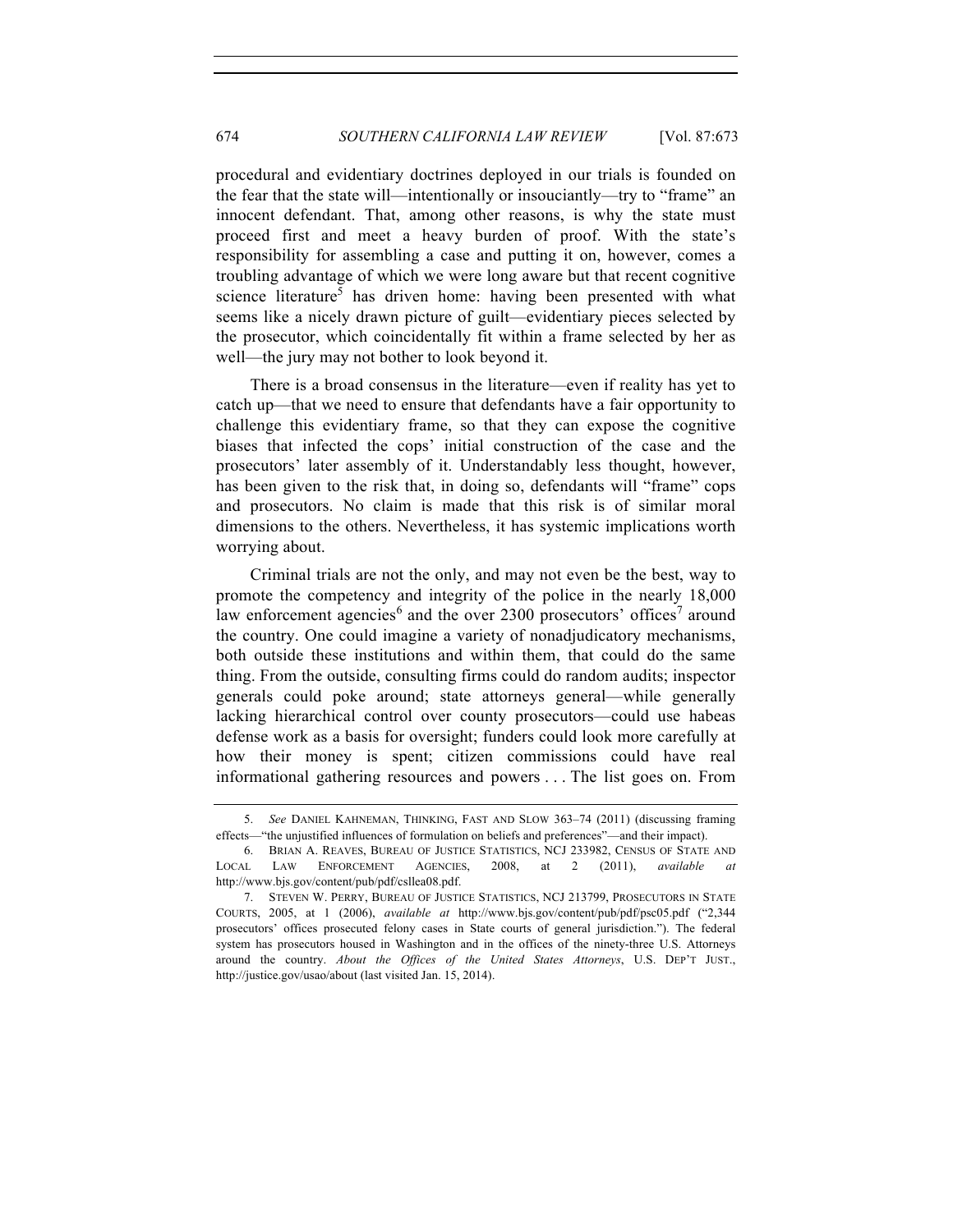procedural and evidentiary doctrines deployed in our trials is founded on the fear that the state will—intentionally or insouciantly—try to "frame" an innocent defendant. That, among other reasons, is why the state must proceed first and meet a heavy burden of proof. With the state's responsibility for assembling a case and putting it on, however, comes a troubling advantage of which we were long aware but that recent cognitive science literature[5] has driven home: having been presented with what seems like a nicely drawn picture of guilt—evidentiary pieces selected by the prosecutor, which coincidentally fit within a frame selected by her as well—the jury may not bother to look beyond it.

There is a broad consensus in the literature—even if reality has yet to catch up—that we need to ensure that defendants have a fair opportunity to challenge this evidentiary frame, so that they can expose the cognitive biases that infected the cops' initial construction of the case and the prosecutors' later assembly of it. Understandably less thought, however, has been given to the risk that, in doing so, defendants will "frame" cops and prosecutors. No claim is made that this risk is of similar moral dimensions to the others. Nevertheless, it has systemic implications worth worrying about.

Criminal trials are not the only, and may not even be the best, way to promote the competency and integrity of the police in the nearly 18,000 law enforcement agencies[6] and the over 2300 prosecutors' offices[7] around the country. One could imagine a variety of nonadjudicatory mechanisms, both outside these institutions and within them, that could do the same thing. From the outside, consulting firms could do random audits; inspector generals could poke around; state attorneys general—while generally lacking hierarchical control over county prosecutors—could use habeas defense work as a basis for oversight; funders could look more carefully at how their money is spent; citizen commissions could have real informational gathering resources and powers . . . The list goes on. From

---

5. *See* DANIEL KAHNEMAN, THINKING, FAST AND SLOW 363–74 (2011) (discussing framing effects—"the unjustified influences of formulation on beliefs and preferences"—and their impact).

6. BRIAN A. REAVES, BUREAU OF JUSTICE STATISTICS, NCJ 233982, CENSUS OF STATE AND LOCAL LAW ENFORCEMENT AGENCIES, 2008, at 2 (2011), *available at* http://www.bjs.gov/content/pub/pdf/csllea08.pdf.

7. STEVEN W. PERRY, BUREAU OF JUSTICE STATISTICS, NCJ 213799, PROSECUTORS IN STATE COURTS, 2005, at 1 (2006), *available at* http://www.bjs.gov/content/pub/pdf/psc05.pdf ("2,344 prosecutors' offices prosecuted felony cases in State courts of general jurisdiction."). The federal system has prosecutors housed in Washington and in the offices of the ninety-three U.S. Attorneys around the country. *About the Offices of the United States Attorneys*, U.S. DEP'T JUST., http://justice.gov/usao/about (last visited Jan. 15, 2014).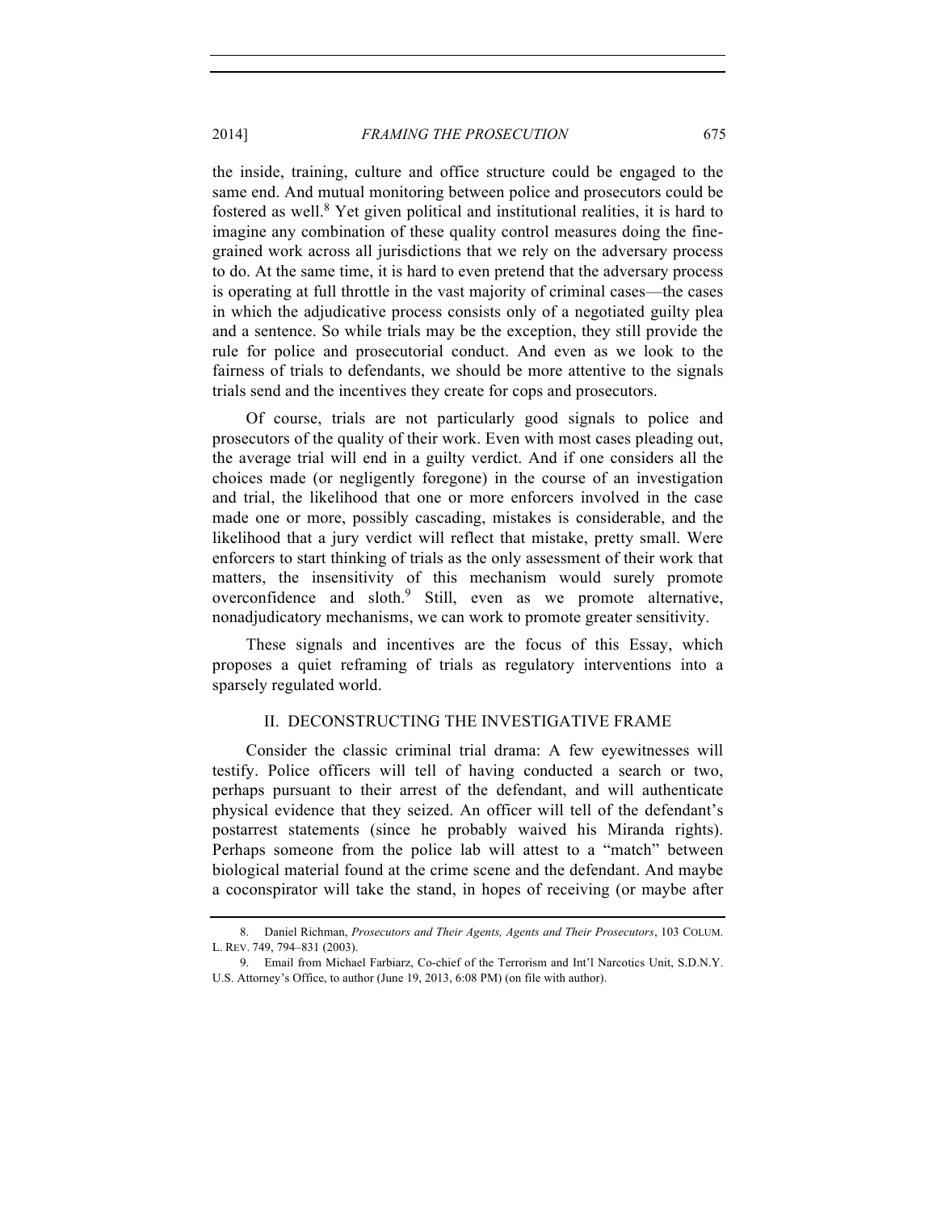the inside, training, culture and office structure could be engaged to the same end. And mutual monitoring between police and prosecutors could be fostered as well.[8] Yet given political and institutional realities, it is hard to imagine any combination of these quality control measures doing the fine-grained work across all jurisdictions that we rely on the adversary process to do. At the same time, it is hard to even pretend that the adversary process is operating at full throttle in the vast majority of criminal cases—the cases in which the adjudicative process consists only of a negotiated guilty plea and a sentence. So while trials may be the exception, they still provide the rule for police and prosecutorial conduct. And even as we look to the fairness of trials to defendants, we should be more attentive to the signals trials send and the incentives they create for cops and prosecutors.

Of course, trials are not particularly good signals to police and prosecutors of the quality of their work. Even with most cases pleading out, the average trial will end in a guilty verdict. And if one considers all the choices made (or negligently foregone) in the course of an investigation and trial, the likelihood that one or more enforcers involved in the case made one or more, possibly cascading, mistakes is considerable, and the likelihood that a jury verdict will reflect that mistake, pretty small. Were enforcers to start thinking of trials as the only assessment of their work that matters, the insensitivity of this mechanism would surely promote overconfidence and sloth.[9] Still, even as we promote alternative, nonadjudicatory mechanisms, we can work to promote greater sensitivity.

These signals and incentives are the focus of this Essay, which proposes a quiet reframing of trials as regulatory interventions into a sparsely regulated world.

## II. DECONSTRUCTING THE INVESTIGATIVE FRAME

Consider the classic criminal trial drama: A few eyewitnesses will testify. Police officers will tell of having conducted a search or two, perhaps pursuant to their arrest of the defendant, and will authenticate physical evidence that they seized. An officer will tell of the defendant's postarrest statements (since he probably waived his Miranda rights). Perhaps someone from the police lab will attest to a "match" between biological material found at the crime scene and the defendant. And maybe a coconspirator will take the stand, in hopes of receiving (or maybe after

---

8. Daniel Richman, *Prosecutors and Their Agents, Agents and Their Prosecutors*, 103 COLUM. L. REV. 749, 794–831 (2003).

9. Email from Michael Farbiarz, Co-chief of the Terrorism and Int'l Narcotics Unit, S.D.N.Y. U.S. Attorney's Office, to author (June 19, 2013, 6:08 PM) (on file with author).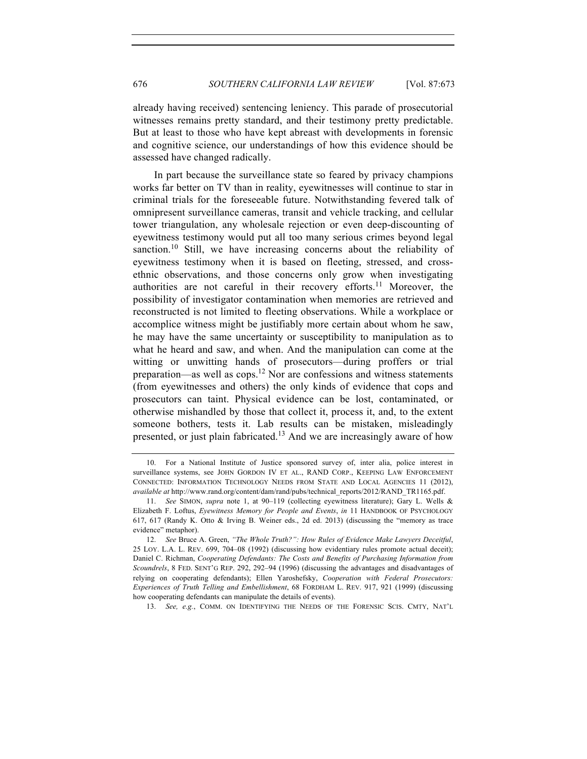already having received) sentencing leniency. This parade of prosecutorial witnesses remains pretty standard, and their testimony pretty predictable. But at least to those who have kept abreast with developments in forensic and cognitive science, our understandings of how this evidence should be assessed have changed radically.

In part because the surveillance state so feared by privacy champions works far better on TV than in reality, eyewitnesses will continue to star in criminal trials for the foreseeable future. Notwithstanding fevered talk of omnipresent surveillance cameras, transit and vehicle tracking, and cellular tower triangulation, any wholesale rejection or even deep-discounting of eyewitness testimony would put all too many serious crimes beyond legal sanction.[10] Still, we have increasing concerns about the reliability of eyewitness testimony when it is based on fleeting, stressed, and cross-ethnic observations, and those concerns only grow when investigating authorities are not careful in their recovery efforts.[11] Moreover, the possibility of investigator contamination when memories are retrieved and reconstructed is not limited to fleeting observations. While a workplace or accomplice witness might be justifiably more certain about whom he saw, he may have the same uncertainty or susceptibility to manipulation as to what he heard and saw, and when. And the manipulation can come at the witting or unwitting hands of prosecutors—during proffers or trial preparation—as well as cops.[12] Nor are confessions and witness statements (from eyewitnesses and others) the only kinds of evidence that cops and prosecutors can taint. Physical evidence can be lost, contaminated, or otherwise mishandled by those that collect it, process it, and, to the extent someone bothers, tests it. Lab results can be mistaken, misleadingly presented, or just plain fabricated.[13] And we are increasingly aware of how

---

10. For a National Institute of Justice sponsored survey of, inter alia, police interest in surveillance systems, see JOHN GORDON IV ET AL., RAND CORP., KEEPING LAW ENFORCEMENT CONNECTED: INFORMATION TECHNOLOGY NEEDS FROM STATE AND LOCAL AGENCIES 11 (2012), *available at* http://www.rand.org/content/dam/rand/pubs/technical_reports/2012/RAND_TR1165.pdf.

11. *See* SIMON, *supra* note 1, at 90–119 (collecting eyewitness literature); Gary L. Wells & Elizabeth F. Loftus, *Eyewitness Memory for People and Events*, *in* 11 HANDBOOK OF PSYCHOLOGY 617, 617 (Randy K. Otto & Irving B. Weiner eds., 2d ed. 2013) (discussing the "memory as trace evidence" metaphor).

12. *See* Bruce A. Green, *"The Whole Truth?": How Rules of Evidence Make Lawyers Deceitful*, 25 LOY. L.A. L. REV. 699, 704–08 (1992) (discussing how evidentiary rules promote actual deceit); Daniel C. Richman, *Cooperating Defendants: The Costs and Benefits of Purchasing Information from Scoundrels*, 8 FED. SENT'G REP. 292, 292–94 (1996) (discussing the advantages and disadvantages of relying on cooperating defendants); Ellen Yaroshefsky, *Cooperation with Federal Prosecutors: Experiences of Truth Telling and Embellishment*, 68 FORDHAM L. REV. 917, 921 (1999) (discussing how cooperating defendants can manipulate the details of events).

13. *See, e.g.*, COMM. ON IDENTIFYING THE NEEDS OF THE FORENSIC SCIS. CMTY, NAT'L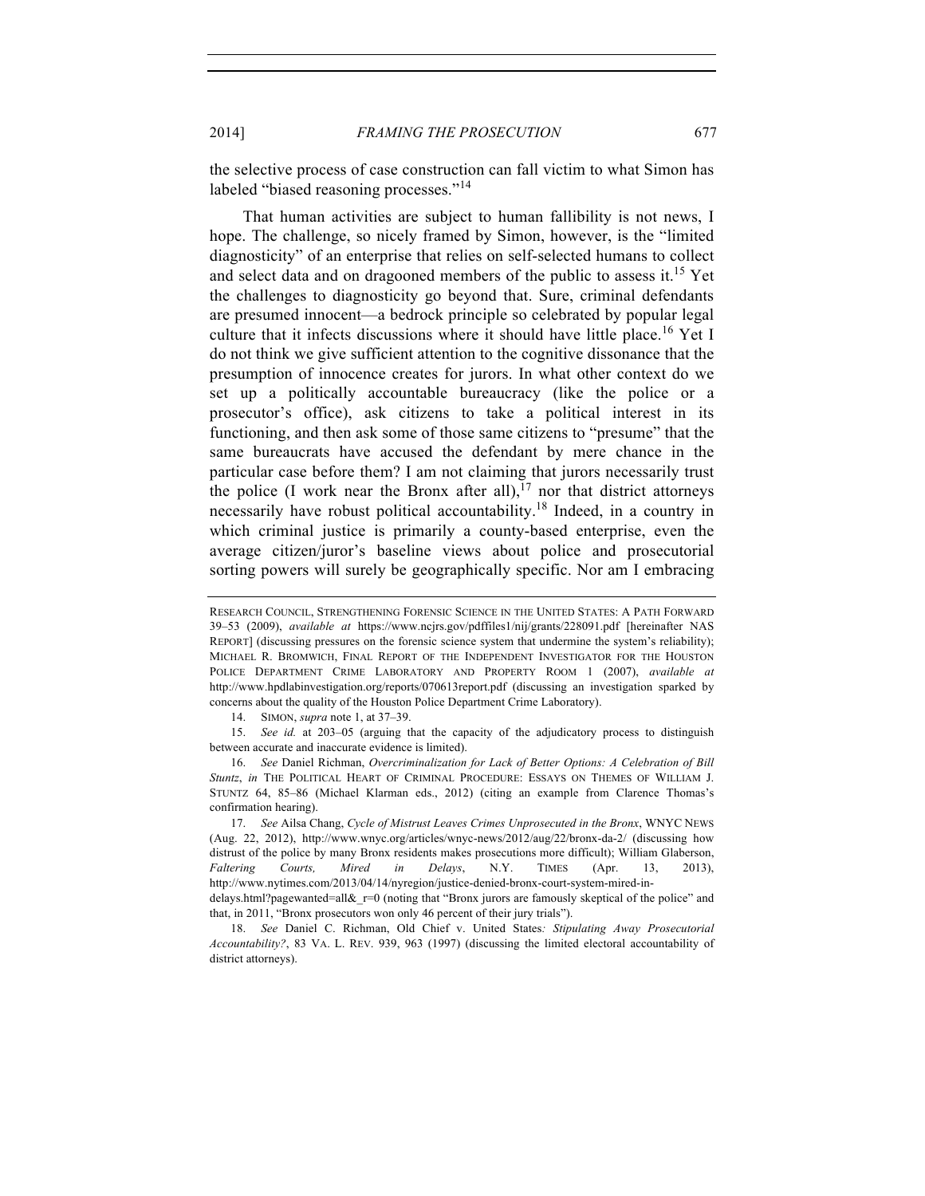the selective process of case construction can fall victim to what Simon has labeled "biased reasoning processes."[14]

That human activities are subject to human fallibility is not news, I hope. The challenge, so nicely framed by Simon, however, is the "limited diagnosticity" of an enterprise that relies on self-selected humans to collect and select data and on dragooned members of the public to assess it.[15] Yet the challenges to diagnosticity go beyond that. Sure, criminal defendants are presumed innocent—a bedrock principle so celebrated by popular legal culture that it infects discussions where it should have little place.[16] Yet I do not think we give sufficient attention to the cognitive dissonance that the presumption of innocence creates for jurors. In what other context do we set up a politically accountable bureaucracy (like the police or a prosecutor's office), ask citizens to take a political interest in its functioning, and then ask some of those same citizens to "presume" that the same bureaucrats have accused the defendant by mere chance in the particular case before them? I am not claiming that jurors necessarily trust the police (I work near the Bronx after all),[17] nor that district attorneys necessarily have robust political accountability.[18] Indeed, in a country in which criminal justice is primarily a county-based enterprise, even the average citizen/juror's baseline views about police and prosecutorial sorting powers will surely be geographically specific. Nor am I embracing

---

RESEARCH COUNCIL, STRENGTHENING FORENSIC SCIENCE IN THE UNITED STATES: A PATH FORWARD 39–53 (2009), *available at* https://www.ncjrs.gov/pdffiles1/nij/grants/228091.pdf [hereinafter NAS REPORT] (discussing pressures on the forensic science system that undermine the system's reliability); MICHAEL R. BROMWICH, FINAL REPORT OF THE INDEPENDENT INVESTIGATOR FOR THE HOUSTON POLICE DEPARTMENT CRIME LABORATORY AND PROPERTY ROOM 1 (2007), *available at* http://www.hpdlabinvestigation.org/reports/070613report.pdf (discussing an investigation sparked by concerns about the quality of the Houston Police Department Crime Laboratory).

14. SIMON, *supra* note 1, at 37–39.

15. *See id.* at 203–05 (arguing that the capacity of the adjudicatory process to distinguish between accurate and inaccurate evidence is limited).

16. *See* Daniel Richman, *Overcriminalization for Lack of Better Options: A Celebration of Bill Stuntz*, *in* THE POLITICAL HEART OF CRIMINAL PROCEDURE: ESSAYS ON THEMES OF WILLIAM J. STUNTZ 64, 85–86 (Michael Klarman eds., 2012) (citing an example from Clarence Thomas's confirmation hearing).

17. *See* Ailsa Chang, *Cycle of Mistrust Leaves Crimes Unprosecuted in the Bronx*, WNYC NEWS (Aug. 22, 2012), http://www.wnyc.org/articles/wnyc-news/2012/aug/22/bronx-da-2/ (discussing how distrust of the police by many Bronx residents makes prosecutions more difficult); William Glaberson, *Faltering Courts, Mired in Delays*, N.Y. TIMES (Apr. 13, 2013), http://www.nytimes.com/2013/04/14/nyregion/justice-denied-bronx-court-system-mired-in-delays.html?pagewanted=all&_r=0 (noting that "Bronx jurors are famously skeptical of the police" and that, in 2011, "Bronx prosecutors won only 46 percent of their jury trials").

18. *See* Daniel C. Richman, Old Chief v. United States*: Stipulating Away Prosecutorial Accountability?*, 83 VA. L. REV. 939, 963 (1997) (discussing the limited electoral accountability of district attorneys).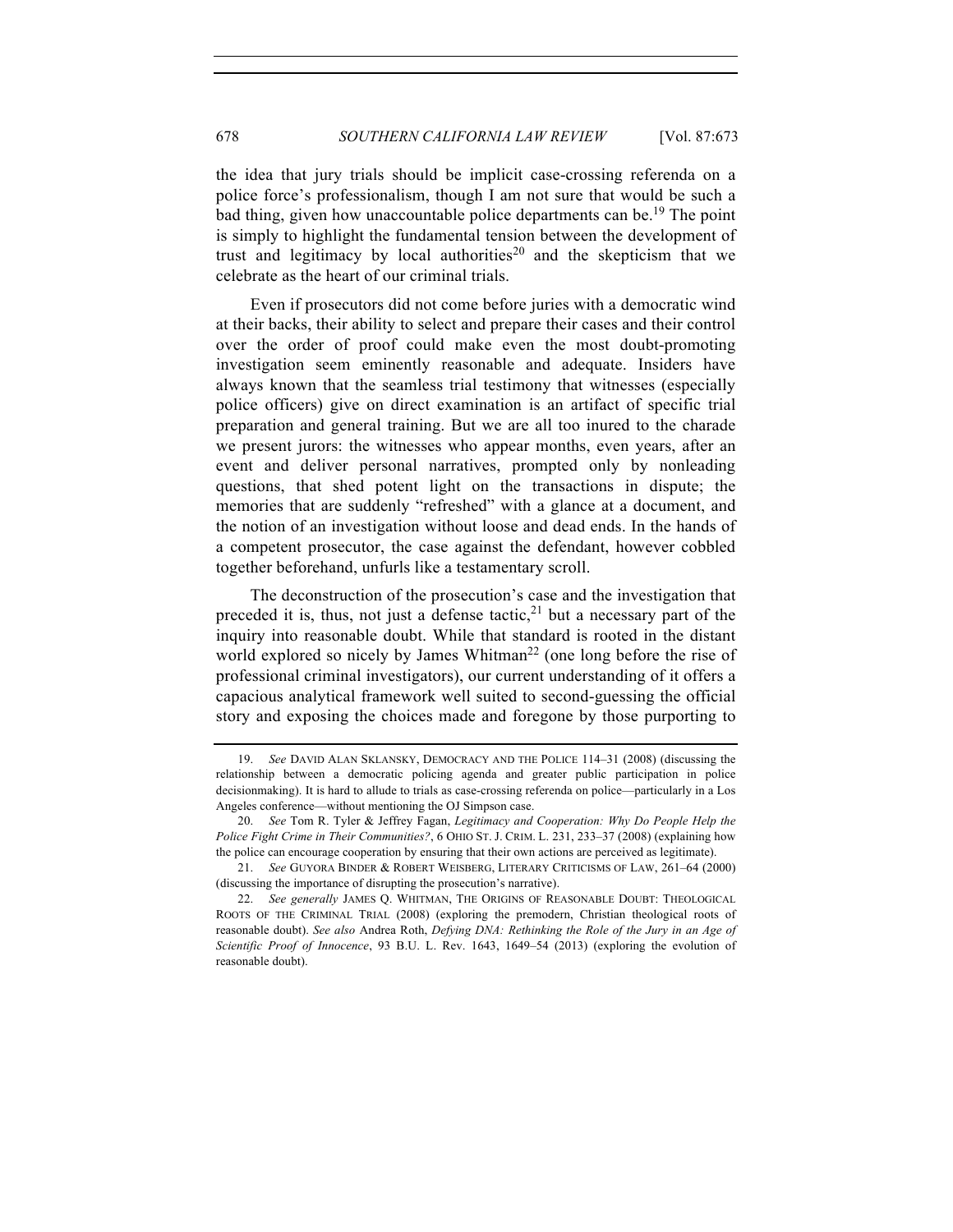the idea that jury trials should be implicit case-crossing referenda on a police force's professionalism, though I am not sure that would be such a bad thing, given how unaccountable police departments can be.[19] The point is simply to highlight the fundamental tension between the development of trust and legitimacy by local authorities[20] and the skepticism that we celebrate as the heart of our criminal trials.

Even if prosecutors did not come before juries with a democratic wind at their backs, their ability to select and prepare their cases and their control over the order of proof could make even the most doubt-promoting investigation seem eminently reasonable and adequate. Insiders have always known that the seamless trial testimony that witnesses (especially police officers) give on direct examination is an artifact of specific trial preparation and general training. But we are all too inured to the charade we present jurors: the witnesses who appear months, even years, after an event and deliver personal narratives, prompted only by nonleading questions, that shed potent light on the transactions in dispute; the memories that are suddenly "refreshed" with a glance at a document, and the notion of an investigation without loose and dead ends. In the hands of a competent prosecutor, the case against the defendant, however cobbled together beforehand, unfurls like a testamentary scroll.

The deconstruction of the prosecution's case and the investigation that preceded it is, thus, not just a defense tactic,[21] but a necessary part of the inquiry into reasonable doubt. While that standard is rooted in the distant world explored so nicely by James Whitman[22] (one long before the rise of professional criminal investigators), our current understanding of it offers a capacious analytical framework well suited to second-guessing the official story and exposing the choices made and foregone by those purporting to

---

19. *See* DAVID ALAN SKLANSKY, DEMOCRACY AND THE POLICE 114–31 (2008) (discussing the relationship between a democratic policing agenda and greater public participation in police decisionmaking). It is hard to allude to trials as case-crossing referenda on police—particularly in a Los Angeles conference—without mentioning the OJ Simpson case.

20. *See* Tom R. Tyler & Jeffrey Fagan, *Legitimacy and Cooperation: Why Do People Help the Police Fight Crime in Their Communities?*, 6 OHIO ST. J. CRIM. L. 231, 233–37 (2008) (explaining how the police can encourage cooperation by ensuring that their own actions are perceived as legitimate).

21. *See* GUYORA BINDER & ROBERT WEISBERG, LITERARY CRITICISMS OF LAW, 261–64 (2000) (discussing the importance of disrupting the prosecution's narrative).

22. *See generally* JAMES Q. WHITMAN, THE ORIGINS OF REASONABLE DOUBT: THEOLOGICAL ROOTS OF THE CRIMINAL TRIAL (2008) (exploring the premodern, Christian theological roots of reasonable doubt). *See also* Andrea Roth, *Defying DNA: Rethinking the Role of the Jury in an Age of Scientific Proof of Innocence*, 93 B.U. L. Rev. 1643, 1649–54 (2013) (exploring the evolution of reasonable doubt).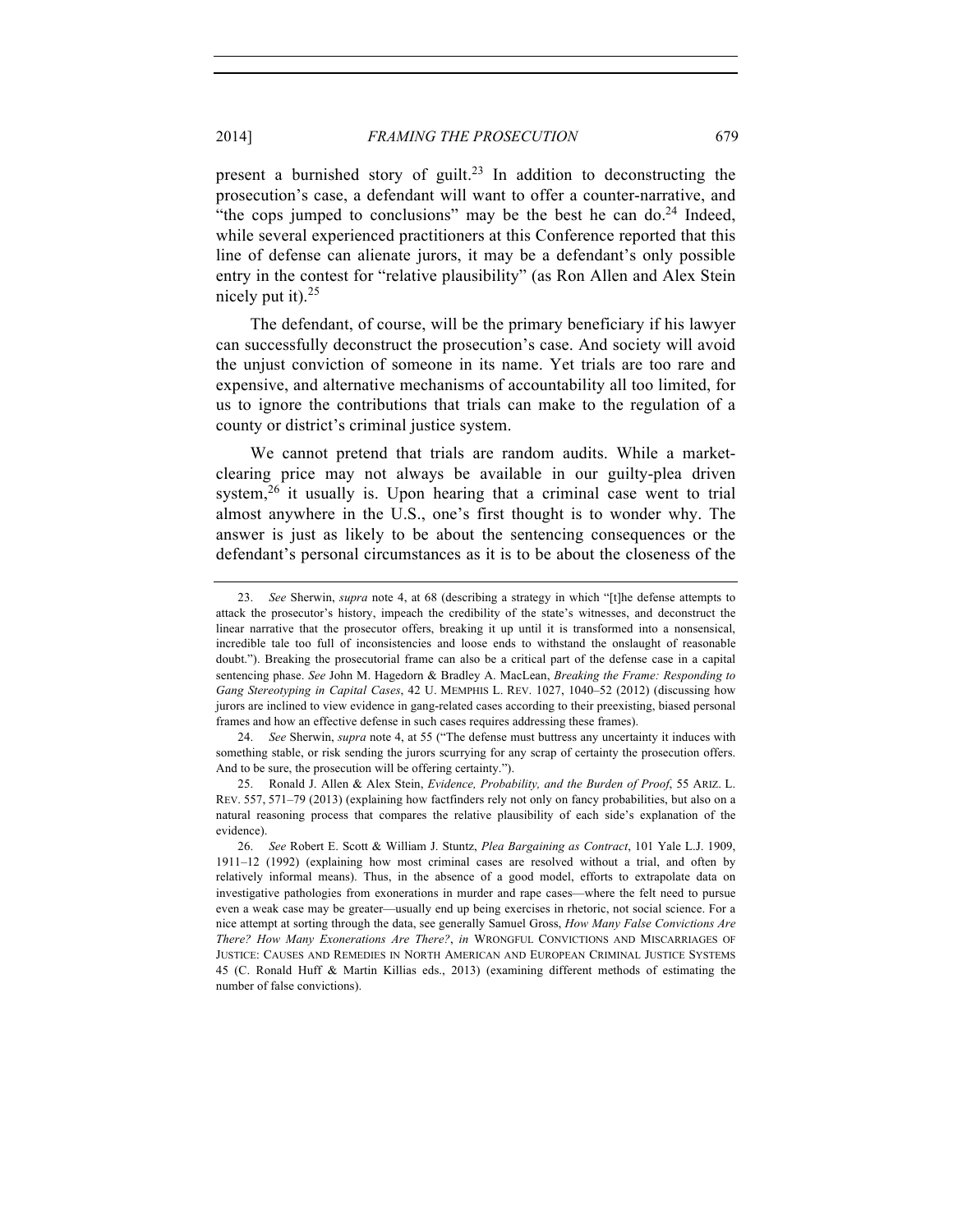present a burnished story of guilt.[23] In addition to deconstructing the prosecution's case, a defendant will want to offer a counter-narrative, and "the cops jumped to conclusions" may be the best he can do.[24] Indeed, while several experienced practitioners at this Conference reported that this line of defense can alienate jurors, it may be a defendant's only possible entry in the contest for "relative plausibility" (as Ron Allen and Alex Stein nicely put it).[25]

The defendant, of course, will be the primary beneficiary if his lawyer can successfully deconstruct the prosecution's case. And society will avoid the unjust conviction of someone in its name. Yet trials are too rare and expensive, and alternative mechanisms of accountability all too limited, for us to ignore the contributions that trials can make to the regulation of a county or district's criminal justice system.

We cannot pretend that trials are random audits. While a market-clearing price may not always be available in our guilty-plea driven system,[26] it usually is. Upon hearing that a criminal case went to trial almost anywhere in the U.S., one's first thought is to wonder why. The answer is just as likely to be about the sentencing consequences or the defendant's personal circumstances as it is to be about the closeness of the

---

23. *See* Sherwin, *supra* note 4, at 68 (describing a strategy in which "[t]he defense attempts to attack the prosecutor's history, impeach the credibility of the state's witnesses, and deconstruct the linear narrative that the prosecutor offers, breaking it up until it is transformed into a nonsensical, incredible tale too full of inconsistencies and loose ends to withstand the onslaught of reasonable doubt."). Breaking the prosecutorial frame can also be a critical part of the defense case in a capital sentencing phase. *See* John M. Hagedorn & Bradley A. MacLean, *Breaking the Frame: Responding to Gang Stereotyping in Capital Cases*, 42 U. MEMPHIS L. REV. 1027, 1040–52 (2012) (discussing how jurors are inclined to view evidence in gang-related cases according to their preexisting, biased personal frames and how an effective defense in such cases requires addressing these frames).

24. *See* Sherwin, *supra* note 4, at 55 ("The defense must buttress any uncertainty it induces with something stable, or risk sending the jurors scurrying for any scrap of certainty the prosecution offers. And to be sure, the prosecution will be offering certainty.").

25. Ronald J. Allen & Alex Stein, *Evidence, Probability, and the Burden of Proof*, 55 ARIZ. L. REV. 557, 571–79 (2013) (explaining how factfinders rely not only on fancy probabilities, but also on a natural reasoning process that compares the relative plausibility of each side's explanation of the evidence).

26. *See* Robert E. Scott & William J. Stuntz, *Plea Bargaining as Contract*, 101 Yale L.J. 1909, 1911–12 (1992) (explaining how most criminal cases are resolved without a trial, and often by relatively informal means). Thus, in the absence of a good model, efforts to extrapolate data on investigative pathologies from exonerations in murder and rape cases—where the felt need to pursue even a weak case may be greater—usually end up being exercises in rhetoric, not social science. For a nice attempt at sorting through the data, see generally Samuel Gross, *How Many False Convictions Are There? How Many Exonerations Are There?*, *in* WRONGFUL CONVICTIONS AND MISCARRIAGES OF JUSTICE: CAUSES AND REMEDIES IN NORTH AMERICAN AND EUROPEAN CRIMINAL JUSTICE SYSTEMS 45 (C. Ronald Huff & Martin Killias eds., 2013) (examining different methods of estimating the number of false convictions).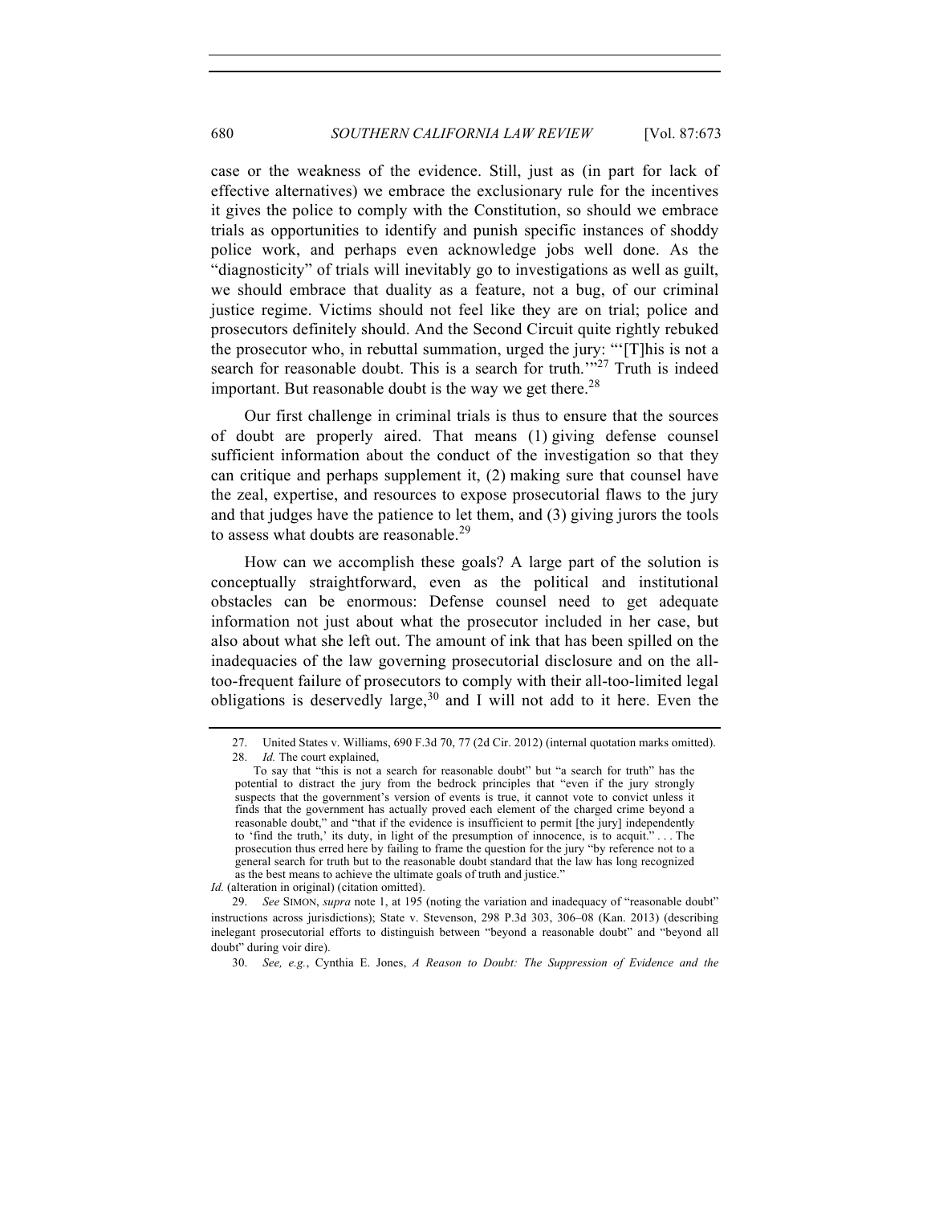case or the weakness of the evidence. Still, just as (in part for lack of effective alternatives) we embrace the exclusionary rule for the incentives it gives the police to comply with the Constitution, so should we embrace trials as opportunities to identify and punish specific instances of shoddy police work, and perhaps even acknowledge jobs well done. As the "diagnosticity" of trials will inevitably go to investigations as well as guilt, we should embrace that duality as a feature, not a bug, of our criminal justice regime. Victims should not feel like they are on trial; police and prosecutors definitely should. And the Second Circuit quite rightly rebuked the prosecutor who, in rebuttal summation, urged the jury: "'[T]his is not a search for reasonable doubt. This is a search for truth.'"[27] Truth is indeed important. But reasonable doubt is the way we get there.[28]

Our first challenge in criminal trials is thus to ensure that the sources of doubt are properly aired. That means (1) giving defense counsel sufficient information about the conduct of the investigation so that they can critique and perhaps supplement it, (2) making sure that counsel have the zeal, expertise, and resources to expose prosecutorial flaws to the jury and that judges have the patience to let them, and (3) giving jurors the tools to assess what doubts are reasonable.[29]

How can we accomplish these goals? A large part of the solution is conceptually straightforward, even as the political and institutional obstacles can be enormous: Defense counsel need to get adequate information not just about what the prosecutor included in her case, but also about what she left out. The amount of ink that has been spilled on the inadequacies of the law governing prosecutorial disclosure and on the all-too-frequent failure of prosecutors to comply with their all-too-limited legal obligations is deservedly large,[30] and I will not add to it here. Even the

---

27. United States v. Williams, 690 F.3d 70, 77 (2d Cir. 2012) (internal quotation marks omitted).

28. *Id.* The court explained,

> To say that "this is not a search for reasonable doubt" but "a search for truth" has the potential to distract the jury from the bedrock principles that "even if the jury strongly suspects that the government's version of events is true, it cannot vote to convict unless it finds that the government has actually proved each element of the charged crime beyond a reasonable doubt," and "that if the evidence is insufficient to permit [the jury] independently to 'find the truth,' its duty, in light of the presumption of innocence, is to acquit." . . . The prosecution thus erred here by failing to frame the question for the jury "by reference not to a general search for truth but to the reasonable doubt standard that the law has long recognized as the best means to achieve the ultimate goals of truth and justice."

*Id.* (alteration in original) (citation omitted).

29. *See* SIMON, *supra* note 1, at 195 (noting the variation and inadequacy of "reasonable doubt" instructions across jurisdictions); State v. Stevenson, 298 P.3d 303, 306–08 (Kan. 2013) (describing inelegant prosecutorial efforts to distinguish between "beyond a reasonable doubt" and "beyond all doubt" during voir dire).

30. *See, e.g.*, Cynthia E. Jones, *A Reason to Doubt: The Suppression of Evidence and the*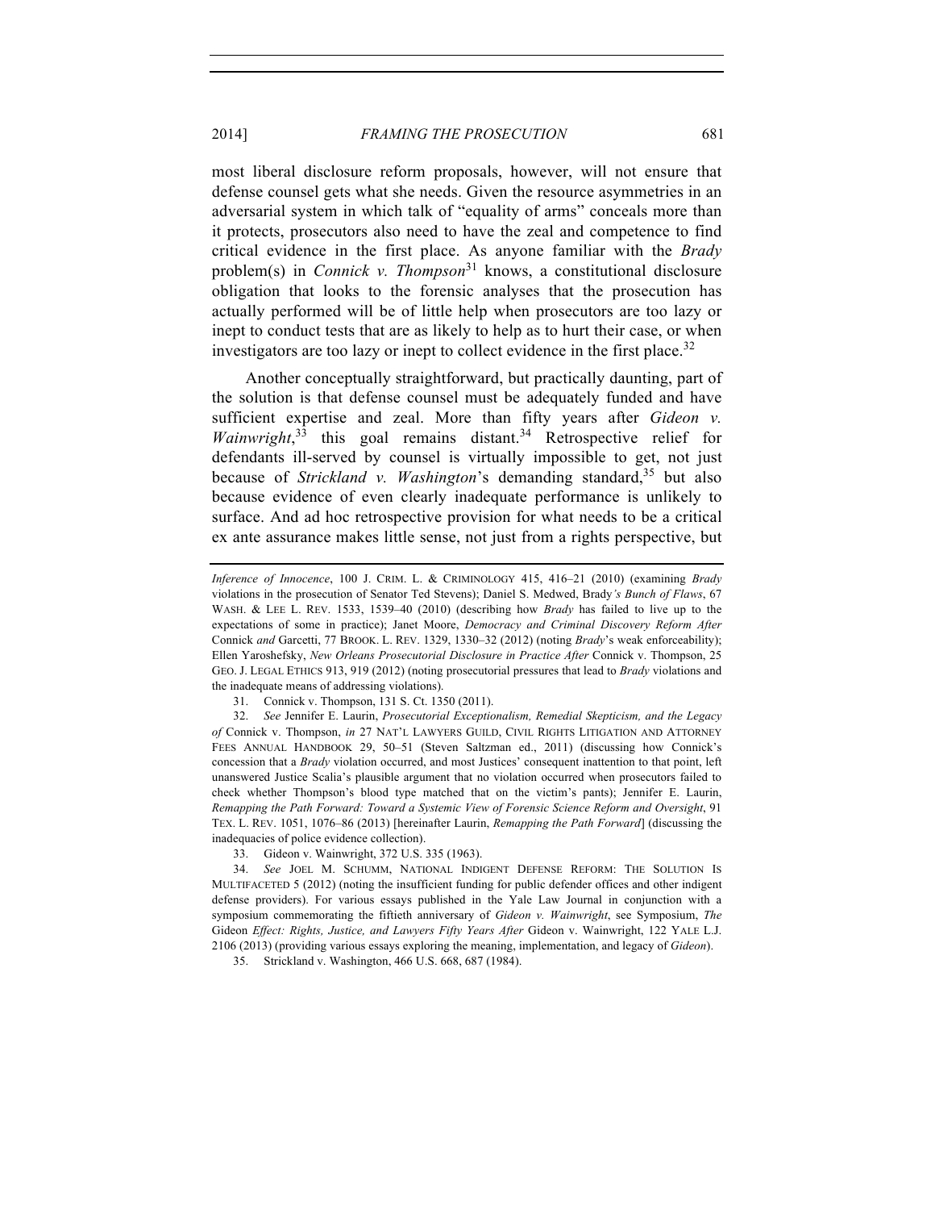most liberal disclosure reform proposals, however, will not ensure that defense counsel gets what she needs. Given the resource asymmetries in an adversarial system in which talk of "equality of arms" conceals more than it protects, prosecutors also need to have the zeal and competence to find critical evidence in the first place. As anyone familiar with the *Brady* problem(s) in *Connick v. Thompson*[31] knows, a constitutional disclosure obligation that looks to the forensic analyses that the prosecution has actually performed will be of little help when prosecutors are too lazy or inept to conduct tests that are as likely to help as to hurt their case, or when investigators are too lazy or inept to collect evidence in the first place.[32]

Another conceptually straightforward, but practically daunting, part of the solution is that defense counsel must be adequately funded and have sufficient expertise and zeal. More than fifty years after *Gideon v. Wainwright*,[33] this goal remains distant.[34] Retrospective relief for defendants ill-served by counsel is virtually impossible to get, not just because of *Strickland v. Washington*'s demanding standard,[35] but also because evidence of even clearly inadequate performance is unlikely to surface. And ad hoc retrospective provision for what needs to be a critical ex ante assurance makes little sense, not just from a rights perspective, but

---

*Inference of Innocence*, 100 J. CRIM. L. & CRIMINOLOGY 415, 416–21 (2010) (examining *Brady* violations in the prosecution of Senator Ted Stevens); Daniel S. Medwed, Brady*'s Bunch of Flaws*, 67 WASH. & LEE L. REV. 1533, 1539–40 (2010) (describing how *Brady* has failed to live up to the expectations of some in practice); Janet Moore, *Democracy and Criminal Discovery Reform After* Connick *and* Garcetti, 77 BROOK. L. REV. 1329, 1330–32 (2012) (noting *Brady*'s weak enforceability); Ellen Yaroshefsky, *New Orleans Prosecutorial Disclosure in Practice After* Connick v. Thompson, 25 GEO. J. LEGAL ETHICS 913, 919 (2012) (noting prosecutorial pressures that lead to *Brady* violations and the inadequate means of addressing violations).

31. Connick v. Thompson, 131 S. Ct. 1350 (2011).

32. *See* Jennifer E. Laurin, *Prosecutorial Exceptionalism, Remedial Skepticism, and the Legacy of* Connick v. Thompson, *in* 27 NAT'L LAWYERS GUILD, CIVIL RIGHTS LITIGATION AND ATTORNEY FEES ANNUAL HANDBOOK 29, 50–51 (Steven Saltzman ed., 2011) (discussing how Connick's concession that a *Brady* violation occurred, and most Justices' consequent inattention to that point, left unanswered Justice Scalia's plausible argument that no violation occurred when prosecutors failed to check whether Thompson's blood type matched that on the victim's pants); Jennifer E. Laurin, *Remapping the Path Forward: Toward a Systemic View of Forensic Science Reform and Oversight*, 91 TEX. L. REV. 1051, 1076–86 (2013) [hereinafter Laurin, *Remapping the Path Forward*] (discussing the inadequacies of police evidence collection).

33. Gideon v. Wainwright, 372 U.S. 335 (1963).

34. *See* JOEL M. SCHUMM, NATIONAL INDIGENT DEFENSE REFORM: THE SOLUTION IS MULTIFACETED 5 (2012) (noting the insufficient funding for public defender offices and other indigent defense providers). For various essays published in the Yale Law Journal in conjunction with a symposium commemorating the fiftieth anniversary of *Gideon v. Wainwright*, see Symposium, *The* Gideon *Effect: Rights, Justice, and Lawyers Fifty Years After* Gideon v. Wainwright, 122 YALE L.J. 2106 (2013) (providing various essays exploring the meaning, implementation, and legacy of *Gideon*).

35. Strickland v. Washington, 466 U.S. 668, 687 (1984).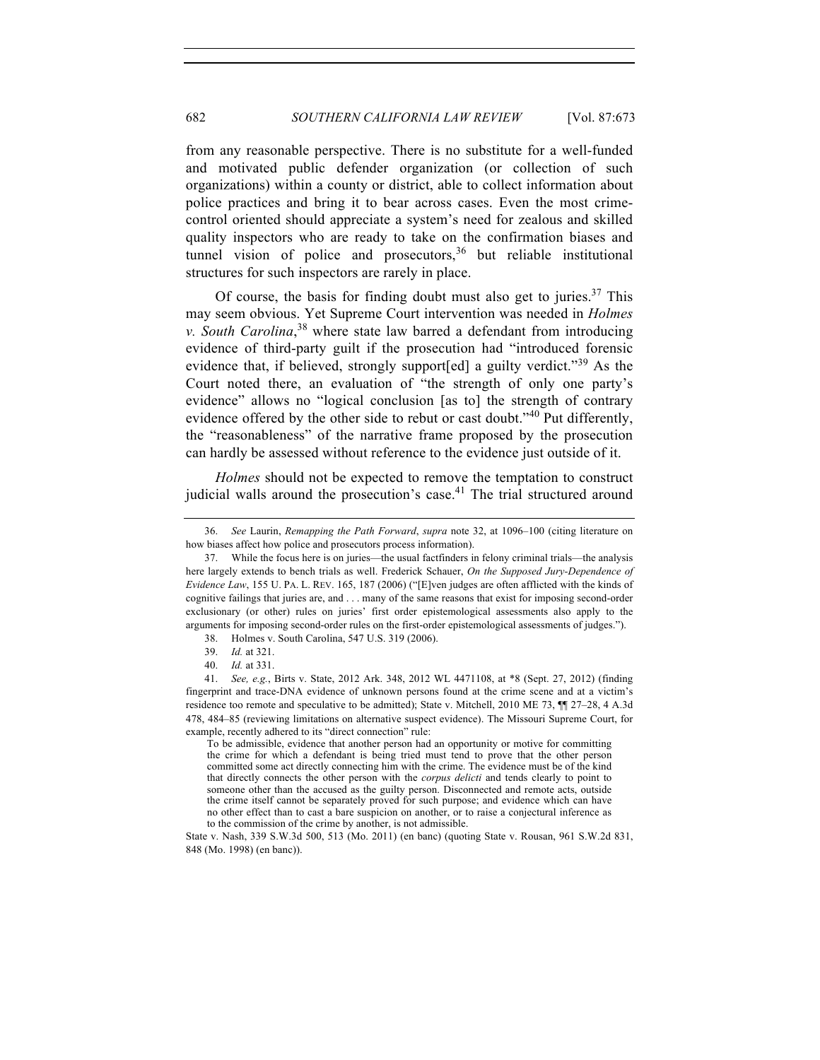from any reasonable perspective. There is no substitute for a well-funded and motivated public defender organization (or collection of such organizations) within a county or district, able to collect information about police practices and bring it to bear across cases. Even the most crime-control oriented should appreciate a system's need for zealous and skilled quality inspectors who are ready to take on the confirmation biases and tunnel vision of police and prosecutors,[36] but reliable institutional structures for such inspectors are rarely in place.

Of course, the basis for finding doubt must also get to juries.[37] This may seem obvious. Yet Supreme Court intervention was needed in *Holmes v. South Carolina*,[38] where state law barred a defendant from introducing evidence of third-party guilt if the prosecution had "introduced forensic evidence that, if believed, strongly support[ed] a guilty verdict."[39] As the Court noted there, an evaluation of "the strength of only one party's evidence" allows no "logical conclusion [as to] the strength of contrary evidence offered by the other side to rebut or cast doubt."[40] Put differently, the "reasonableness" of the narrative frame proposed by the prosecution can hardly be assessed without reference to the evidence just outside of it.

*Holmes* should not be expected to remove the temptation to construct judicial walls around the prosecution's case.[41] The trial structured around

---

36. *See* Laurin, *Remapping the Path Forward*, *supra* note 32, at 1096–100 (citing literature on how biases affect how police and prosecutors process information).

37. While the focus here is on juries—the usual factfinders in felony criminal trials—the analysis here largely extends to bench trials as well. Frederick Schauer, *On the Supposed Jury-Dependence of Evidence Law*, 155 U. PA. L. REV. 165, 187 (2006) ("[E]ven judges are often afflicted with the kinds of cognitive failings that juries are, and . . . many of the same reasons that exist for imposing second-order exclusionary (or other) rules on juries' first order epistemological assessments also apply to the arguments for imposing second-order rules on the first-order epistemological assessments of judges.").

38. Holmes v. South Carolina, 547 U.S. 319 (2006).

39. *Id.* at 321.

40. *Id.* at 331.

41. *See, e.g.*, Birts v. State, 2012 Ark. 348, 2012 WL 4471108, at *8 (Sept. 27, 2012) (finding fingerprint and trace-DNA evidence of unknown persons found at the crime scene and at a victim's residence too remote and speculative to be admitted); State v. Mitchell, 2010 ME 73, ¶¶ 27–28, 4 A.3d 478, 484–85 (reviewing limitations on alternative suspect evidence). The Missouri Supreme Court, for example, recently adhered to its "direct connection" rule:

> To be admissible, evidence that another person had an opportunity or motive for committing the crime for which a defendant is being tried must tend to prove that the other person committed some act directly connecting him with the crime. The evidence must be of the kind that directly connects the other person with the *corpus delicti* and tends clearly to point to someone other than the accused as the guilty person. Disconnected and remote acts, outside the crime itself cannot be separately proved for such purpose; and evidence which can have no other effect than to cast a bare suspicion on another, or to raise a conjectural inference as to the commission of the crime by another, is not admissible.

State v. Nash, 339 S.W.3d 500, 513 (Mo. 2011) (en banc) (quoting State v. Rousan, 961 S.W.2d 831, 848 (Mo. 1998) (en banc)).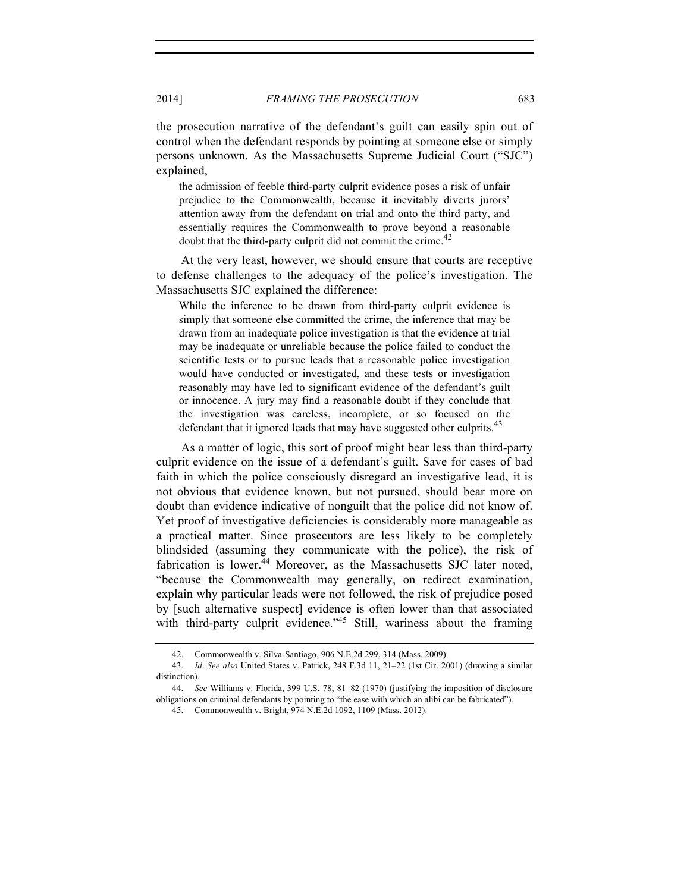the prosecution narrative of the defendant's guilt can easily spin out of control when the defendant responds by pointing at someone else or simply persons unknown. As the Massachusetts Supreme Judicial Court ("SJC") explained,

> the admission of feeble third-party culprit evidence poses a risk of unfair prejudice to the Commonwealth, because it inevitably diverts jurors' attention away from the defendant on trial and onto the third party, and essentially requires the Commonwealth to prove beyond a reasonable doubt that the third-party culprit did not commit the crime.[42]

At the very least, however, we should ensure that courts are receptive to defense challenges to the adequacy of the police's investigation. The Massachusetts SJC explained the difference:

> While the inference to be drawn from third-party culprit evidence is simply that someone else committed the crime, the inference that may be drawn from an inadequate police investigation is that the evidence at trial may be inadequate or unreliable because the police failed to conduct the scientific tests or to pursue leads that a reasonable police investigation would have conducted or investigated, and these tests or investigation reasonably may have led to significant evidence of the defendant's guilt or innocence. A jury may find a reasonable doubt if they conclude that the investigation was careless, incomplete, or so focused on the defendant that it ignored leads that may have suggested other culprits.[43]

As a matter of logic, this sort of proof might bear less than third-party culprit evidence on the issue of a defendant's guilt. Save for cases of bad faith in which the police consciously disregard an investigative lead, it is not obvious that evidence known, but not pursued, should bear more on doubt than evidence indicative of nonguilt that the police did not know of. Yet proof of investigative deficiencies is considerably more manageable as a practical matter. Since prosecutors are less likely to be completely blindsided (assuming they communicate with the police), the risk of fabrication is lower.[44] Moreover, as the Massachusetts SJC later noted, "because the Commonwealth may generally, on redirect examination, explain why particular leads were not followed, the risk of prejudice posed by [such alternative suspect] evidence is often lower than that associated with third-party culprit evidence."[45] Still, wariness about the framing

---

42. Commonwealth v. Silva-Santiago, 906 N.E.2d 299, 314 (Mass. 2009).

43. *Id. See also* United States v. Patrick, 248 F.3d 11, 21–22 (1st Cir. 2001) (drawing a similar distinction).

44. *See* Williams v. Florida, 399 U.S. 78, 81–82 (1970) (justifying the imposition of disclosure obligations on criminal defendants by pointing to "the ease with which an alibi can be fabricated").

45. Commonwealth v. Bright, 974 N.E.2d 1092, 1109 (Mass. 2012).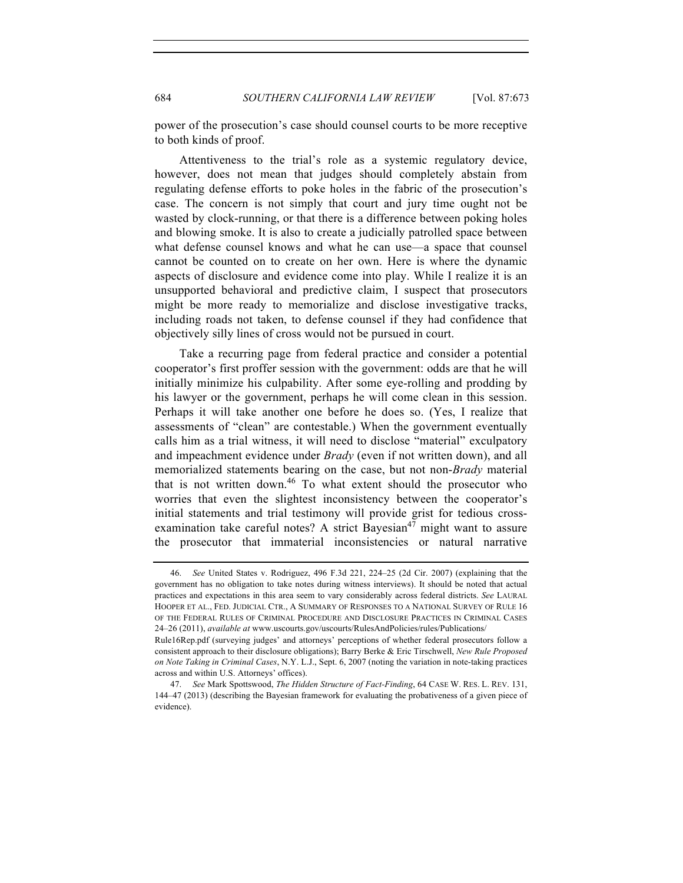power of the prosecution's case should counsel courts to be more receptive to both kinds of proof.

Attentiveness to the trial's role as a systemic regulatory device, however, does not mean that judges should completely abstain from regulating defense efforts to poke holes in the fabric of the prosecution's case. The concern is not simply that court and jury time ought not be wasted by clock-running, or that there is a difference between poking holes and blowing smoke. It is also to create a judicially patrolled space between what defense counsel knows and what he can use—a space that counsel cannot be counted on to create on her own. Here is where the dynamic aspects of disclosure and evidence come into play. While I realize it is an unsupported behavioral and predictive claim, I suspect that prosecutors might be more ready to memorialize and disclose investigative tracks, including roads not taken, to defense counsel if they had confidence that objectively silly lines of cross would not be pursued in court.

Take a recurring page from federal practice and consider a potential cooperator's first proffer session with the government: odds are that he will initially minimize his culpability. After some eye-rolling and prodding by his lawyer or the government, perhaps he will come clean in this session. Perhaps it will take another one before he does so. (Yes, I realize that assessments of "clean" are contestable.) When the government eventually calls him as a trial witness, it will need to disclose "material" exculpatory and impeachment evidence under *Brady* (even if not written down), and all memorialized statements bearing on the case, but not non-*Brady* material that is not written down.[46] To what extent should the prosecutor who worries that even the slightest inconsistency between the cooperator's initial statements and trial testimony will provide grist for tedious cross-examination take careful notes? A strict Bayesian[47] might want to assure the prosecutor that immaterial inconsistencies or natural narrative

---

46. *See* United States v. Rodriguez, 496 F.3d 221, 224–25 (2d Cir. 2007) (explaining that the government has no obligation to take notes during witness interviews). It should be noted that actual practices and expectations in this area seem to vary considerably across federal districts. *See* LAURAL HOOPER ET AL., FED. JUDICIAL CTR., A SUMMARY OF RESPONSES TO A NATIONAL SURVEY OF RULE 16 OF THE FEDERAL RULES OF CRIMINAL PROCEDURE AND DISCLOSURE PRACTICES IN CRIMINAL CASES 24–26 (2011), *available at* www.uscourts.gov/uscourts/RulesAndPolicies/rules/Publications/Rule16Rep.pdf (surveying judges' and attorneys' perceptions of whether federal prosecutors follow a consistent approach to their disclosure obligations); Barry Berke & Eric Tirschwell, *New Rule Proposed on Note Taking in Criminal Cases*, N.Y. L.J., Sept. 6, 2007 (noting the variation in note-taking practices across and within U.S. Attorneys' offices).

47. *See* Mark Spottswood, *The Hidden Structure of Fact-Finding*, 64 CASE W. RES. L. REV. 131, 144–47 (2013) (describing the Bayesian framework for evaluating the probativeness of a given piece of evidence).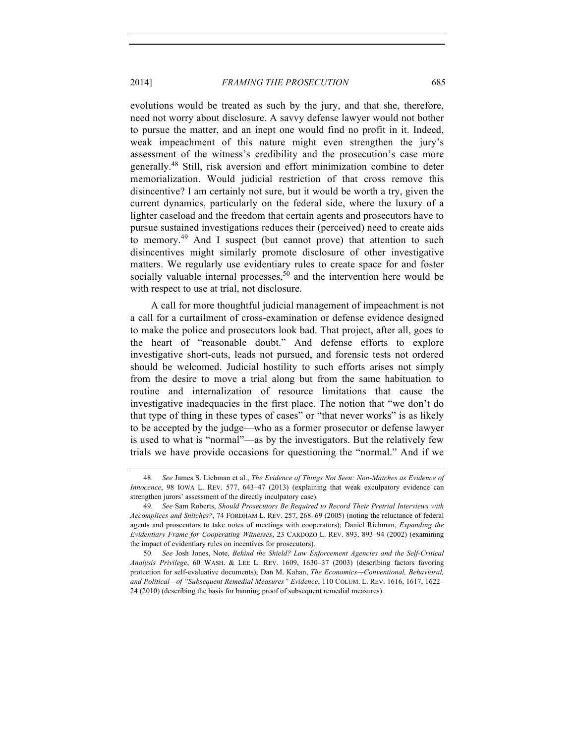evolutions would be treated as such by the jury, and that she, therefore, need not worry about disclosure. A savvy defense lawyer would not bother to pursue the matter, and an inept one would find no profit in it. Indeed, weak impeachment of this nature might even strengthen the jury's assessment of the witness's credibility and the prosecution's case more generally.[48] Still, risk aversion and effort minimization combine to deter memorialization. Would judicial restriction of that cross remove this disincentive? I am certainly not sure, but it would be worth a try, given the current dynamics, particularly on the federal side, where the luxury of a lighter caseload and the freedom that certain agents and prosecutors have to pursue sustained investigations reduces their (perceived) need to create aids to memory.[49] And I suspect (but cannot prove) that attention to such disincentives might similarly promote disclosure of other investigative matters. We regularly use evidentiary rules to create space for and foster socially valuable internal processes,[50] and the intervention here would be with respect to use at trial, not disclosure.

A call for more thoughtful judicial management of impeachment is not a call for a curtailment of cross-examination or defense evidence designed to make the police and prosecutors look bad. That project, after all, goes to the heart of "reasonable doubt." And defense efforts to explore investigative short-cuts, leads not pursued, and forensic tests not ordered should be welcomed. Judicial hostility to such efforts arises not simply from the desire to move a trial along but from the same habituation to routine and internalization of resource limitations that cause the investigative inadequacies in the first place. The notion that "we don't do that type of thing in these types of cases" or "that never works" is as likely to be accepted by the judge—who as a former prosecutor or defense lawyer is used to what is "normal"—as by the investigators. But the relatively few trials we have provide occasions for questioning the "normal." And if we

---

48. *See* James S. Liebman et al., *The Evidence of Things Not Seen: Non-Matches as Evidence of Innocence*, 98 IOWA L. REV. 577, 643–47 (2013) (explaining that weak exculpatory evidence can strengthen jurors' assessment of the directly inculpatory case).

49. *See* Sam Roberts, *Should Prosecutors Be Required to Record Their Pretrial Interviews with Accomplices and Snitches?*, 74 FORDHAM L. REV. 257, 268–69 (2005) (noting the reluctance of federal agents and prosecutors to take notes of meetings with cooperators); Daniel Richman, *Expanding the Evidentiary Frame for Cooperating Witnesses*, 23 CARDOZO L. REV. 893, 893–94 (2002) (examining the impact of evidentiary rules on incentives for prosecutors).

50. *See* Josh Jones, Note, *Behind the Shield? Law Enforcement Agencies and the Self-Critical Analysis Privilege*, 60 WASH. & LEE L. REV. 1609, 1630–37 (2003) (describing factors favoring protection for self-evaluative documents); Dan M. Kahan, *The Economics—Conventional, Behavioral, and Political—of "Subsequent Remedial Measures" Evidence*, 110 COLUM. L. REV. 1616, 1617, 1622–24 (2010) (describing the basis for banning proof of subsequent remedial measures).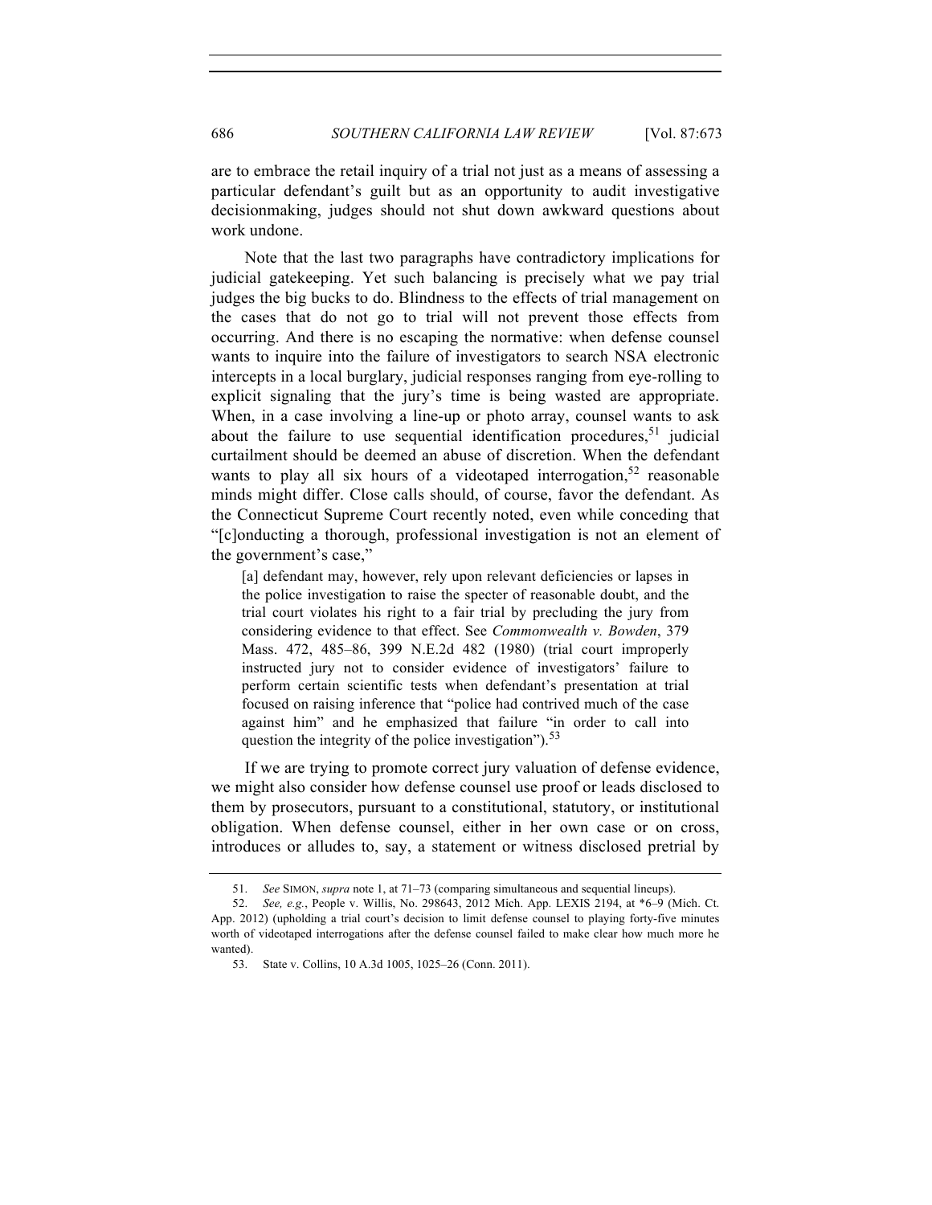are to embrace the retail inquiry of a trial not just as a means of assessing a particular defendant's guilt but as an opportunity to audit investigative decisionmaking, judges should not shut down awkward questions about work undone.

Note that the last two paragraphs have contradictory implications for judicial gatekeeping. Yet such balancing is precisely what we pay trial judges the big bucks to do. Blindness to the effects of trial management on the cases that do not go to trial will not prevent those effects from occurring. And there is no escaping the normative: when defense counsel wants to inquire into the failure of investigators to search NSA electronic intercepts in a local burglary, judicial responses ranging from eye-rolling to explicit signaling that the jury's time is being wasted are appropriate. When, in a case involving a line-up or photo array, counsel wants to ask about the failure to use sequential identification procedures,[51] judicial curtailment should be deemed an abuse of discretion. When the defendant wants to play all six hours of a videotaped interrogation,[52] reasonable minds might differ. Close calls should, of course, favor the defendant. As the Connecticut Supreme Court recently noted, even while conceding that "[c]onducting a thorough, professional investigation is not an element of the government's case,"

> [a] defendant may, however, rely upon relevant deficiencies or lapses in the police investigation to raise the specter of reasonable doubt, and the trial court violates his right to a fair trial by precluding the jury from considering evidence to that effect. See *Commonwealth v. Bowden*, 379 Mass. 472, 485–86, 399 N.E.2d 482 (1980) (trial court improperly instructed jury not to consider evidence of investigators' failure to perform certain scientific tests when defendant's presentation at trial focused on raising inference that "police had contrived much of the case against him" and he emphasized that failure "in order to call into question the integrity of the police investigation").[53]

If we are trying to promote correct jury valuation of defense evidence, we might also consider how defense counsel use proof or leads disclosed to them by prosecutors, pursuant to a constitutional, statutory, or institutional obligation. When defense counsel, either in her own case or on cross, introduces or alludes to, say, a statement or witness disclosed pretrial by

---

51. *See* SIMON, *supra* note 1, at 71–73 (comparing simultaneous and sequential lineups).

52. *See, e.g.*, People v. Willis, No. 298643, 2012 Mich. App. LEXIS 2194, at *6–9 (Mich. Ct. App. 2012) (upholding a trial court's decision to limit defense counsel to playing forty-five minutes worth of videotaped interrogations after the defense counsel failed to make clear how much more he wanted).

53. State v. Collins, 10 A.3d 1005, 1025–26 (Conn. 2011).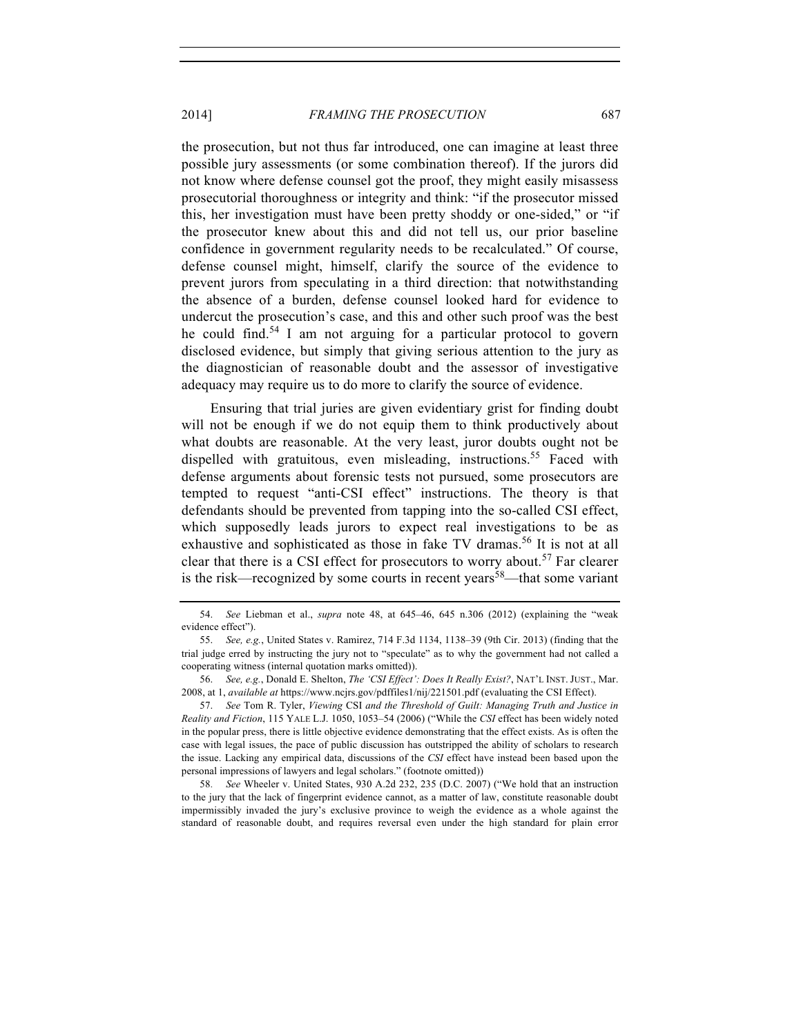the prosecution, but not thus far introduced, one can imagine at least three possible jury assessments (or some combination thereof). If the jurors did not know where defense counsel got the proof, they might easily misassess prosecutorial thoroughness or integrity and think: "if the prosecutor missed this, her investigation must have been pretty shoddy or one-sided," or "if the prosecutor knew about this and did not tell us, our prior baseline confidence in government regularity needs to be recalculated." Of course, defense counsel might, himself, clarify the source of the evidence to prevent jurors from speculating in a third direction: that notwithstanding the absence of a burden, defense counsel looked hard for evidence to undercut the prosecution's case, and this and other such proof was the best he could find.[54] I am not arguing for a particular protocol to govern disclosed evidence, but simply that giving serious attention to the jury as the diagnostician of reasonable doubt and the assessor of investigative adequacy may require us to do more to clarify the source of evidence.

Ensuring that trial juries are given evidentiary grist for finding doubt will not be enough if we do not equip them to think productively about what doubts are reasonable. At the very least, juror doubts ought not be dispelled with gratuitous, even misleading, instructions.[55] Faced with defense arguments about forensic tests not pursued, some prosecutors are tempted to request "anti-CSI effect" instructions. The theory is that defendants should be prevented from tapping into the so-called CSI effect, which supposedly leads jurors to expect real investigations to be as exhaustive and sophisticated as those in fake TV dramas.[56] It is not at all clear that there is a CSI effect for prosecutors to worry about.[57] Far clearer is the risk—recognized by some courts in recent years[58]—that some variant

---

54. *See* Liebman et al., *supra* note 48, at 645–46, 645 n.306 (2012) (explaining the "weak evidence effect").

55. *See, e.g.*, United States v. Ramirez, 714 F.3d 1134, 1138–39 (9th Cir. 2013) (finding that the trial judge erred by instructing the jury not to "speculate" as to why the government had not called a cooperating witness (internal quotation marks omitted)).

56. *See, e.g.*, Donald E. Shelton, *The 'CSI Effect': Does It Really Exist?*, NAT'L INST. JUST., Mar. 2008, at 1, *available at* https://www.ncjrs.gov/pdffiles1/nij/221501.pdf (evaluating the CSI Effect).

57. *See* Tom R. Tyler, *Viewing* CSI *and the Threshold of Guilt: Managing Truth and Justice in Reality and Fiction*, 115 YALE L.J. 1050, 1053–54 (2006) ("While the *CSI* effect has been widely noted in the popular press, there is little objective evidence demonstrating that the effect exists. As is often the case with legal issues, the pace of public discussion has outstripped the ability of scholars to research the issue. Lacking any empirical data, discussions of the *CSI* effect have instead been based upon the personal impressions of lawyers and legal scholars." (footnote omitted))

58. *See* Wheeler v. United States, 930 A.2d 232, 235 (D.C. 2007) ("We hold that an instruction to the jury that the lack of fingerprint evidence cannot, as a matter of law, constitute reasonable doubt impermissibly invaded the jury's exclusive province to weigh the evidence as a whole against the standard of reasonable doubt, and requires reversal even under the high standard for plain error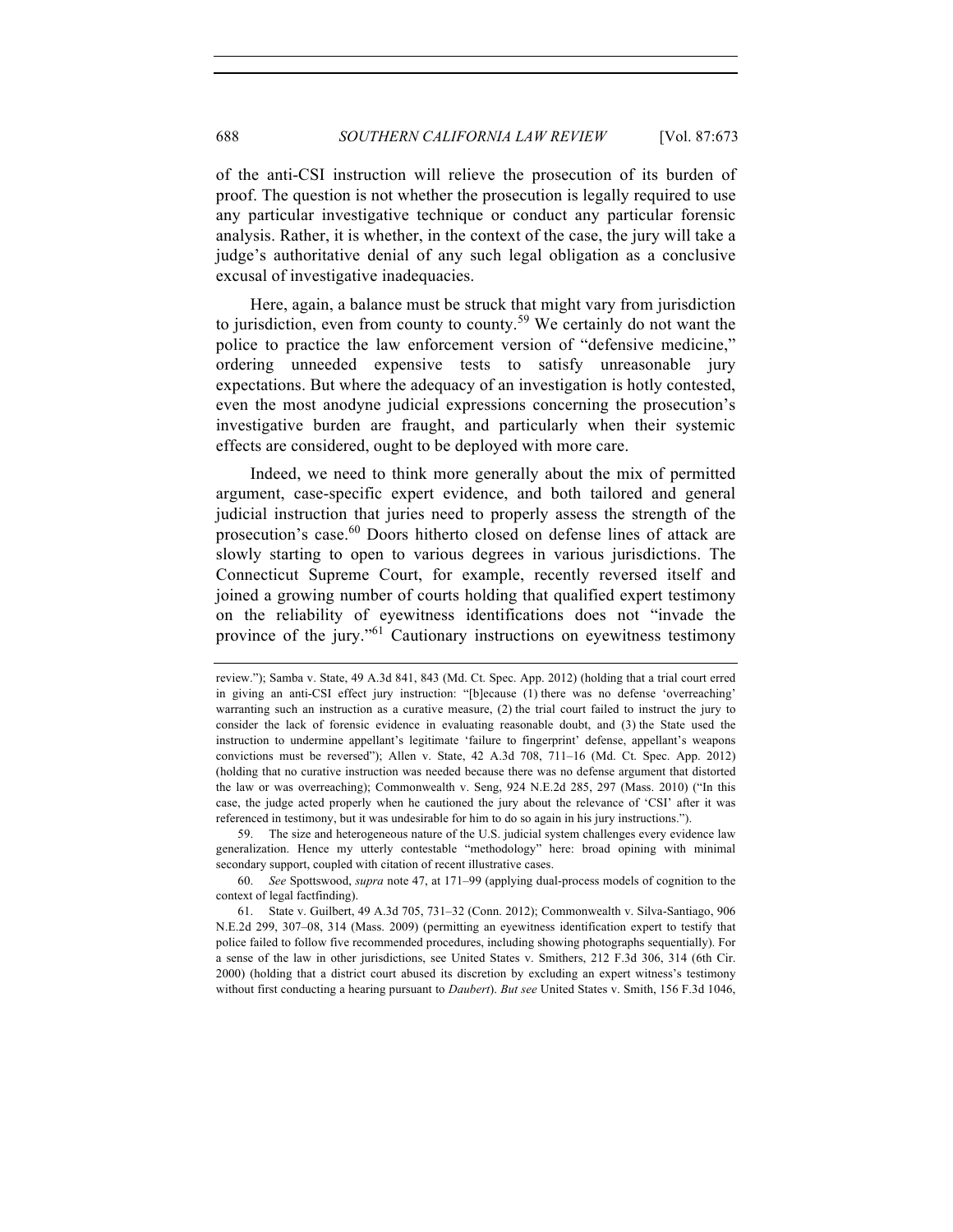of the anti-CSI instruction will relieve the prosecution of its burden of proof. The question is not whether the prosecution is legally required to use any particular investigative technique or conduct any particular forensic analysis. Rather, it is whether, in the context of the case, the jury will take a judge's authoritative denial of any such legal obligation as a conclusive excusal of investigative inadequacies.

Here, again, a balance must be struck that might vary from jurisdiction to jurisdiction, even from county to county.[59] We certainly do not want the police to practice the law enforcement version of "defensive medicine," ordering unneeded expensive tests to satisfy unreasonable jury expectations. But where the adequacy of an investigation is hotly contested, even the most anodyne judicial expressions concerning the prosecution's investigative burden are fraught, and particularly when their systemic effects are considered, ought to be deployed with more care.

Indeed, we need to think more generally about the mix of permitted argument, case-specific expert evidence, and both tailored and general judicial instruction that juries need to properly assess the strength of the prosecution's case.[60] Doors hitherto closed on defense lines of attack are slowly starting to open to various degrees in various jurisdictions. The Connecticut Supreme Court, for example, recently reversed itself and joined a growing number of courts holding that qualified expert testimony on the reliability of eyewitness identifications does not "invade the province of the jury."[61] Cautionary instructions on eyewitness testimony

---

review."); Samba v. State, 49 A.3d 841, 843 (Md. Ct. Spec. App. 2012) (holding that a trial court erred in giving an anti-CSI effect jury instruction: "[b]ecause (1) there was no defense 'overreaching' warranting such an instruction as a curative measure, (2) the trial court failed to instruct the jury to consider the lack of forensic evidence in evaluating reasonable doubt, and (3) the State used the instruction to undermine appellant's legitimate 'failure to fingerprint' defense, appellant's weapons convictions must be reversed"); Allen v. State, 42 A.3d 708, 711–16 (Md. Ct. Spec. App. 2012) (holding that no curative instruction was needed because there was no defense argument that distorted the law or was overreaching); Commonwealth v. Seng, 924 N.E.2d 285, 297 (Mass. 2010) ("In this case, the judge acted properly when he cautioned the jury about the relevance of 'CSI' after it was referenced in testimony, but it was undesirable for him to do so again in his jury instructions.").

59. The size and heterogeneous nature of the U.S. judicial system challenges every evidence law generalization. Hence my utterly contestable "methodology" here: broad opining with minimal secondary support, coupled with citation of recent illustrative cases.

60. *See* Spottswood, *supra* note 47, at 171–99 (applying dual-process models of cognition to the context of legal factfinding).

61. State v. Guilbert, 49 A.3d 705, 731–32 (Conn. 2012); Commonwealth v. Silva-Santiago, 906 N.E.2d 299, 307–08, 314 (Mass. 2009) (permitting an eyewitness identification expert to testify that police failed to follow five recommended procedures, including showing photographs sequentially). For a sense of the law in other jurisdictions, see United States v. Smithers, 212 F.3d 306, 314 (6th Cir. 2000) (holding that a district court abused its discretion by excluding an expert witness's testimony without first conducting a hearing pursuant to *Daubert*). *But see* United States v. Smith, 156 F.3d 1046,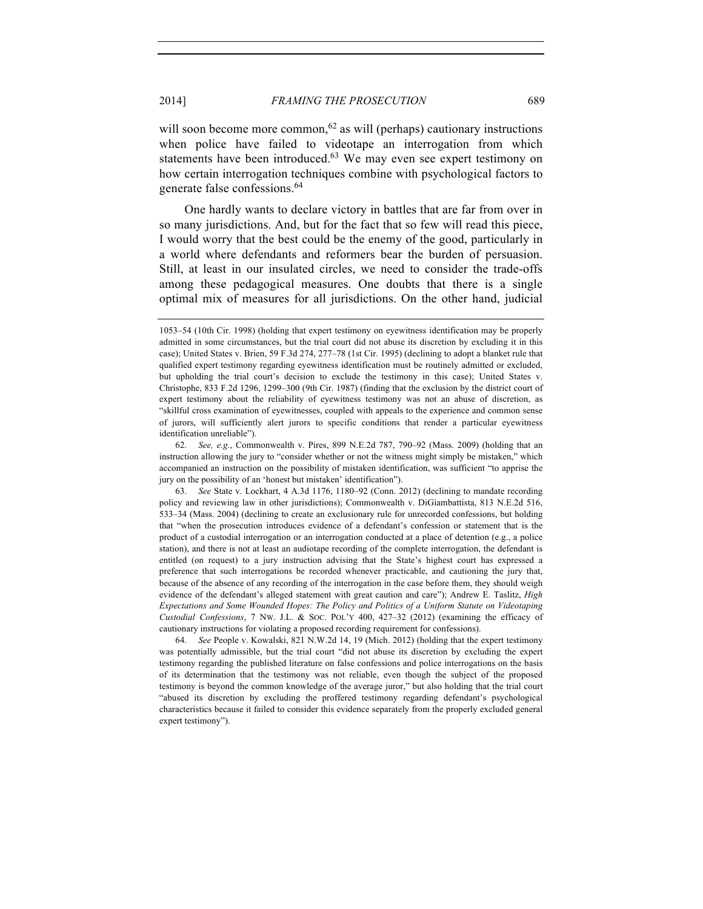will soon become more common,[62] as will (perhaps) cautionary instructions when police have failed to videotape an interrogation from which statements have been introduced.[63] We may even see expert testimony on how certain interrogation techniques combine with psychological factors to generate false confessions.[64]

One hardly wants to declare victory in battles that are far from over in so many jurisdictions. And, but for the fact that so few will read this piece, I would worry that the best could be the enemy of the good, particularly in a world where defendants and reformers bear the burden of persuasion. Still, at least in our insulated circles, we need to consider the trade-offs among these pedagogical measures. One doubts that there is a single optimal mix of measures for all jurisdictions. On the other hand, judicial

---

1053–54 (10th Cir. 1998) (holding that expert testimony on eyewitness identification may be properly admitted in some circumstances, but the trial court did not abuse its discretion by excluding it in this case); United States v. Brien, 59 F.3d 274, 277–78 (1st Cir. 1995) (declining to adopt a blanket rule that qualified expert testimony regarding eyewitness identification must be routinely admitted or excluded, but upholding the trial court's decision to exclude the testimony in this case); United States v. Christophe, 833 F.2d 1296, 1299–300 (9th Cir. 1987) (finding that the exclusion by the district court of expert testimony about the reliability of eyewitness testimony was not an abuse of discretion, as "skillful cross examination of eyewitnesses, coupled with appeals to the experience and common sense of jurors, will sufficiently alert jurors to specific conditions that render a particular eyewitness identification unreliable").

62. *See, e.g.*, Commonwealth v. Pires, 899 N.E.2d 787, 790–92 (Mass. 2009) (holding that an instruction allowing the jury to "consider whether or not the witness might simply be mistaken," which accompanied an instruction on the possibility of mistaken identification, was sufficient "to apprise the jury on the possibility of an 'honest but mistaken' identification").

63. *See* State v. Lockhart, 4 A.3d 1176, 1180–92 (Conn. 2012) (declining to mandate recording policy and reviewing law in other jurisdictions); Commonwealth v. DiGiambattista, 813 N.E.2d 516, 533–34 (Mass. 2004) (declining to create an exclusionary rule for unrecorded confessions, but holding that "when the prosecution introduces evidence of a defendant's confession or statement that is the product of a custodial interrogation or an interrogation conducted at a place of detention (e.g., a police station), and there is not at least an audiotape recording of the complete interrogation, the defendant is entitled (on request) to a jury instruction advising that the State's highest court has expressed a preference that such interrogations be recorded whenever practicable, and cautioning the jury that, because of the absence of any recording of the interrogation in the case before them, they should weigh evidence of the defendant's alleged statement with great caution and care"); Andrew E. Taslitz, *High Expectations and Some Wounded Hopes: The Policy and Politics of a Uniform Statute on Videotaping Custodial Confessions*, 7 NW. J.L. & SOC. POL'Y 400, 427–32 (2012) (examining the efficacy of cautionary instructions for violating a proposed recording requirement for confessions).

64. *See* People v. Kowalski, 821 N.W.2d 14, 19 (Mich. 2012) (holding that the expert testimony was potentially admissible, but the trial court "did not abuse its discretion by excluding the expert testimony regarding the published literature on false confessions and police interrogations on the basis of its determination that the testimony was not reliable, even though the subject of the proposed testimony is beyond the common knowledge of the average juror," but also holding that the trial court "abused its discretion by excluding the proffered testimony regarding defendant's psychological characteristics because it failed to consider this evidence separately from the properly excluded general expert testimony").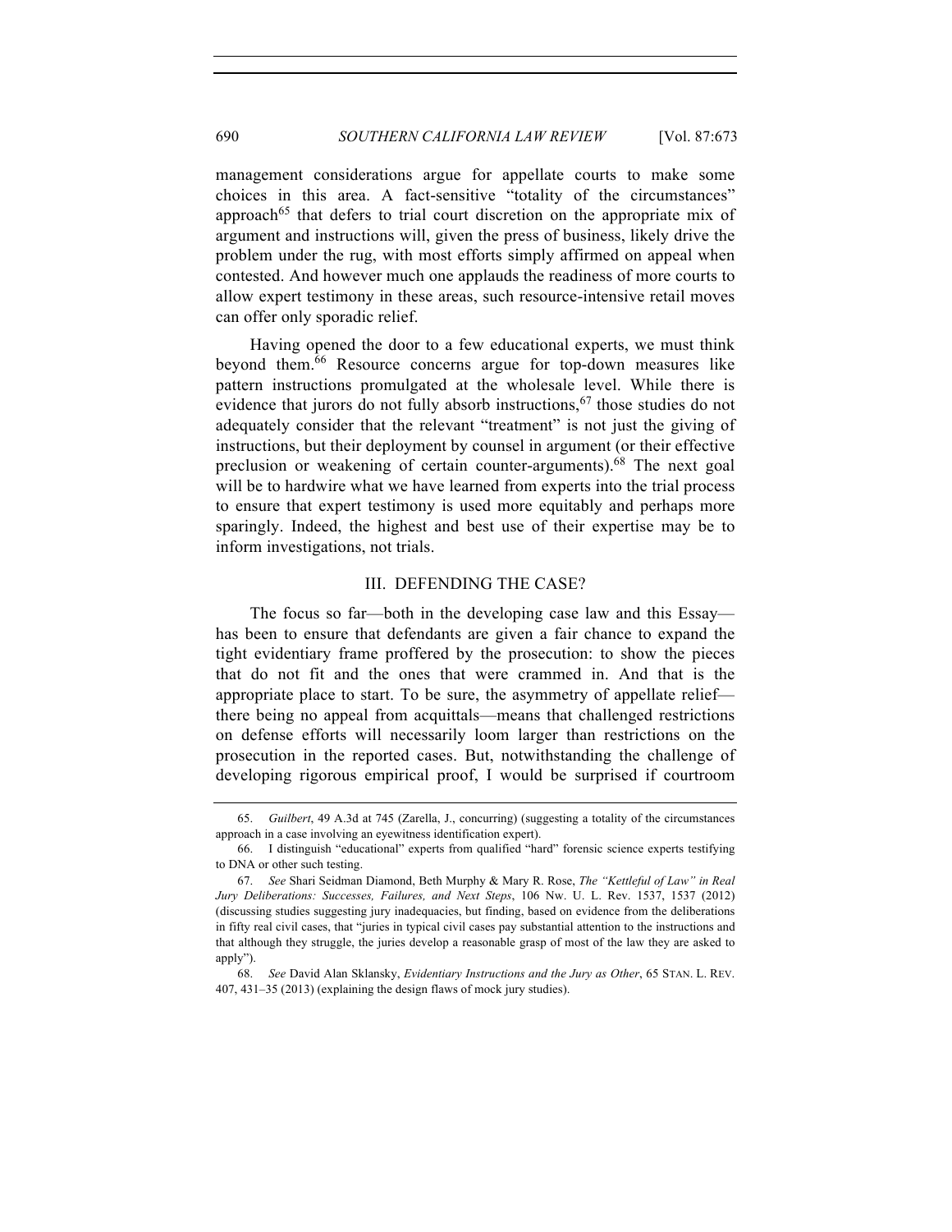management considerations argue for appellate courts to make some choices in this area. A fact-sensitive "totality of the circumstances" approach[65] that defers to trial court discretion on the appropriate mix of argument and instructions will, given the press of business, likely drive the problem under the rug, with most efforts simply affirmed on appeal when contested. And however much one applauds the readiness of more courts to allow expert testimony in these areas, such resource-intensive retail moves can offer only sporadic relief.

Having opened the door to a few educational experts, we must think beyond them.[66] Resource concerns argue for top-down measures like pattern instructions promulgated at the wholesale level. While there is evidence that jurors do not fully absorb instructions,[67] those studies do not adequately consider that the relevant "treatment" is not just the giving of instructions, but their deployment by counsel in argument (or their effective preclusion or weakening of certain counter-arguments).[68] The next goal will be to hardwire what we have learned from experts into the trial process to ensure that expert testimony is used more equitably and perhaps more sparingly. Indeed, the highest and best use of their expertise may be to inform investigations, not trials.

## III. DEFENDING THE CASE?

The focus so far—both in the developing case law and this Essay—has been to ensure that defendants are given a fair chance to expand the tight evidentiary frame proffered by the prosecution: to show the pieces that do not fit and the ones that were crammed in. And that is the appropriate place to start. To be sure, the asymmetry of appellate relief—there being no appeal from acquittals—means that challenged restrictions on defense efforts will necessarily loom larger than restrictions on the prosecution in the reported cases. But, notwithstanding the challenge of developing rigorous empirical proof, I would be surprised if courtroom

---

65. *Guilbert*, 49 A.3d at 745 (Zarella, J., concurring) (suggesting a totality of the circumstances approach in a case involving an eyewitness identification expert).

66. I distinguish "educational" experts from qualified "hard" forensic science experts testifying to DNA or other such testing.

67. *See* Shari Seidman Diamond, Beth Murphy & Mary R. Rose, *The "Kettleful of Law" in Real Jury Deliberations: Successes, Failures, and Next Steps*, 106 Nw. U. L. Rev. 1537, 1537 (2012) (discussing studies suggesting jury inadequacies, but finding, based on evidence from the deliberations in fifty real civil cases, that "juries in typical civil cases pay substantial attention to the instructions and that although they struggle, the juries develop a reasonable grasp of most of the law they are asked to apply").

68. *See* David Alan Sklansky, *Evidentiary Instructions and the Jury as Other*, 65 STAN. L. REV. 407, 431–35 (2013) (explaining the design flaws of mock jury studies).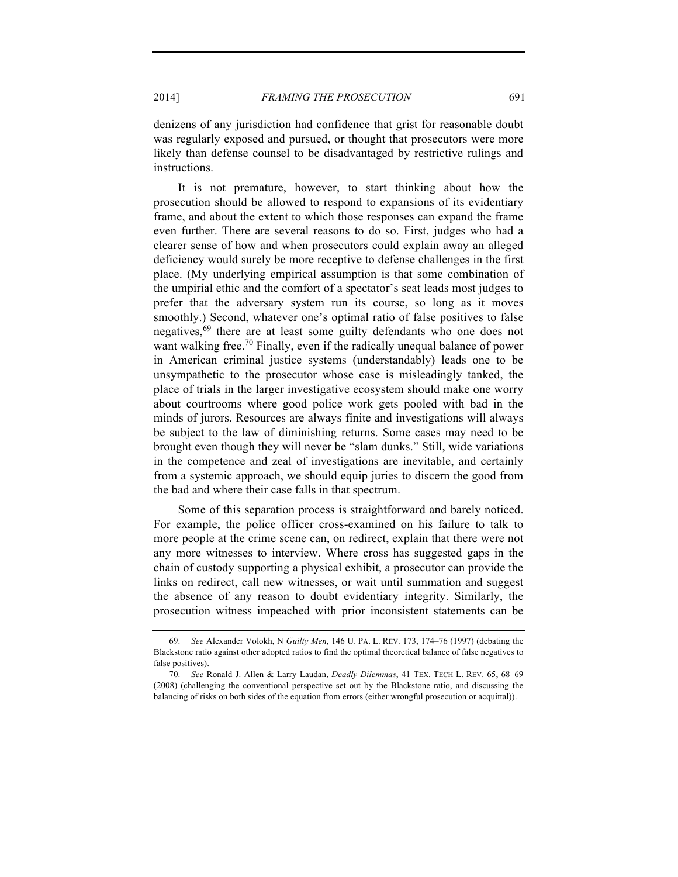denizens of any jurisdiction had confidence that grist for reasonable doubt was regularly exposed and pursued, or thought that prosecutors were more likely than defense counsel to be disadvantaged by restrictive rulings and instructions.

It is not premature, however, to start thinking about how the prosecution should be allowed to respond to expansions of its evidentiary frame, and about the extent to which those responses can expand the frame even further. There are several reasons to do so. First, judges who had a clearer sense of how and when prosecutors could explain away an alleged deficiency would surely be more receptive to defense challenges in the first place. (My underlying empirical assumption is that some combination of the umpirial ethic and the comfort of a spectator's seat leads most judges to prefer that the adversary system run its course, so long as it moves smoothly.) Second, whatever one's optimal ratio of false positives to false negatives,[69] there are at least some guilty defendants who one does not want walking free.[70] Finally, even if the radically unequal balance of power in American criminal justice systems (understandably) leads one to be unsympathetic to the prosecutor whose case is misleadingly tanked, the place of trials in the larger investigative ecosystem should make one worry about courtrooms where good police work gets pooled with bad in the minds of jurors. Resources are always finite and investigations will always be subject to the law of diminishing returns. Some cases may need to be brought even though they will never be "slam dunks." Still, wide variations in the competence and zeal of investigations are inevitable, and certainly from a systemic approach, we should equip juries to discern the good from the bad and where their case falls in that spectrum.

Some of this separation process is straightforward and barely noticed. For example, the police officer cross-examined on his failure to talk to more people at the crime scene can, on redirect, explain that there were not any more witnesses to interview. Where cross has suggested gaps in the chain of custody supporting a physical exhibit, a prosecutor can provide the links on redirect, call new witnesses, or wait until summation and suggest the absence of any reason to doubt evidentiary integrity. Similarly, the prosecution witness impeached with prior inconsistent statements can be

69. *See* Alexander Volokh, N *Guilty Men*, 146 U. PA. L. REV. 173, 174–76 (1997) (debating the Blackstone ratio against other adopted ratios to find the optimal theoretical balance of false negatives to false positives).

70. *See* Ronald J. Allen & Larry Laudan, *Deadly Dilemmas*, 41 TEX. TECH L. REV. 65, 68–69 (2008) (challenging the conventional perspective set out by the Blackstone ratio, and discussing the balancing of risks on both sides of the equation from errors (either wrongful prosecution or acquittal)).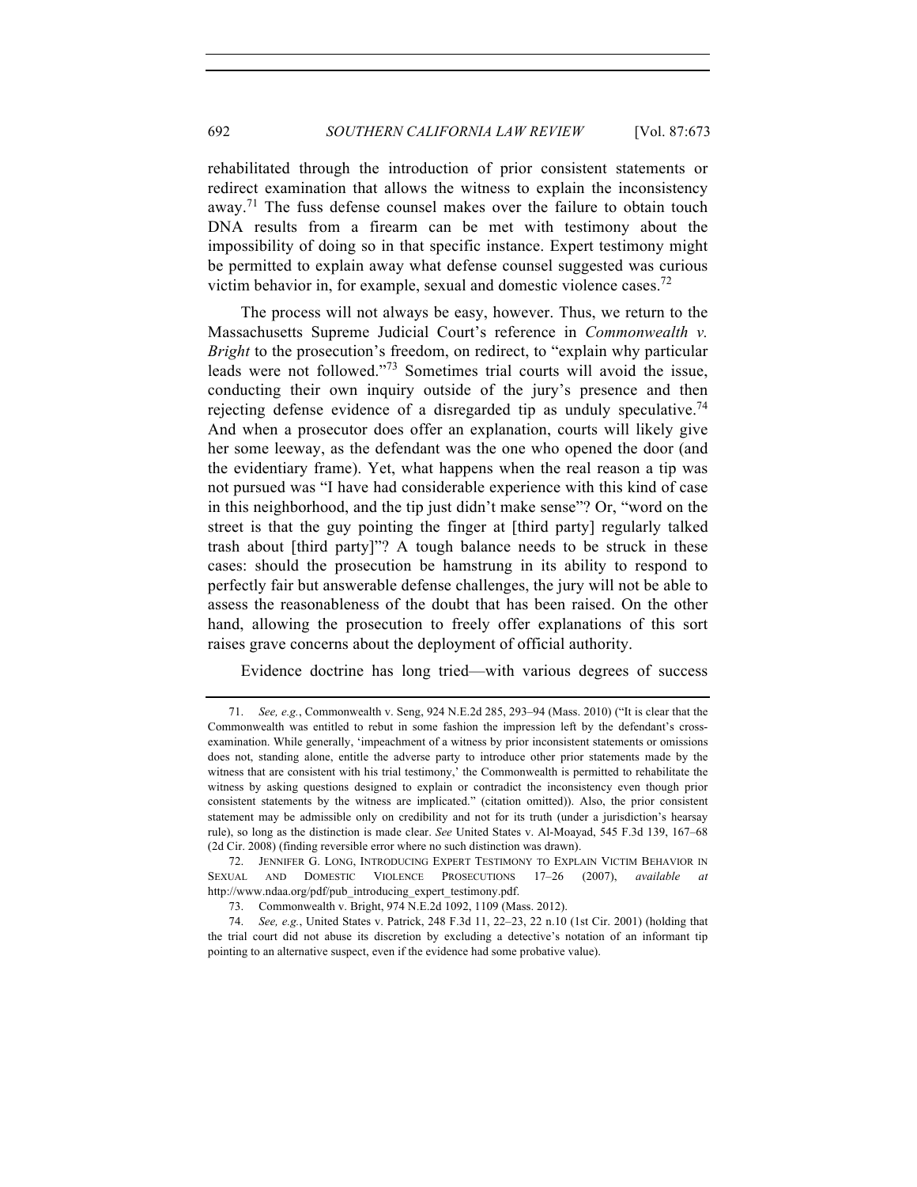rehabilitated through the introduction of prior consistent statements or redirect examination that allows the witness to explain the inconsistency away.[71] The fuss defense counsel makes over the failure to obtain touch DNA results from a firearm can be met with testimony about the impossibility of doing so in that specific instance. Expert testimony might be permitted to explain away what defense counsel suggested was curious victim behavior in, for example, sexual and domestic violence cases.[72]

The process will not always be easy, however. Thus, we return to the Massachusetts Supreme Judicial Court's reference in *Commonwealth v. Bright* to the prosecution's freedom, on redirect, to "explain why particular leads were not followed."[73] Sometimes trial courts will avoid the issue, conducting their own inquiry outside of the jury's presence and then rejecting defense evidence of a disregarded tip as unduly speculative.[74] And when a prosecutor does offer an explanation, courts will likely give her some leeway, as the defendant was the one who opened the door (and the evidentiary frame). Yet, what happens when the real reason a tip was not pursued was "I have had considerable experience with this kind of case in this neighborhood, and the tip just didn't make sense"? Or, "word on the street is that the guy pointing the finger at [third party] regularly talked trash about [third party]"? A tough balance needs to be struck in these cases: should the prosecution be hamstrung in its ability to respond to perfectly fair but answerable defense challenges, the jury will not be able to assess the reasonableness of the doubt that has been raised. On the other hand, allowing the prosecution to freely offer explanations of this sort raises grave concerns about the deployment of official authority.

Evidence doctrine has long tried—with various degrees of success

---

71. *See, e.g.*, Commonwealth v. Seng, 924 N.E.2d 285, 293–94 (Mass. 2010) ("It is clear that the Commonwealth was entitled to rebut in some fashion the impression left by the defendant's cross-examination. While generally, 'impeachment of a witness by prior inconsistent statements or omissions does not, standing alone, entitle the adverse party to introduce other prior statements made by the witness that are consistent with his trial testimony,' the Commonwealth is permitted to rehabilitate the witness by asking questions designed to explain or contradict the inconsistency even though prior consistent statements by the witness are implicated." (citation omitted)). Also, the prior consistent statement may be admissible only on credibility and not for its truth (under a jurisdiction's hearsay rule), so long as the distinction is made clear. *See* United States v. Al-Moayad, 545 F.3d 139, 167–68 (2d Cir. 2008) (finding reversible error where no such distinction was drawn).

72. JENNIFER G. LONG, INTRODUCING EXPERT TESTIMONY TO EXPLAIN VICTIM BEHAVIOR IN SEXUAL AND DOMESTIC VIOLENCE PROSECUTIONS 17–26 (2007), *available at* http://www.ndaa.org/pdf/pub_introducing_expert_testimony.pdf.

73. Commonwealth v. Bright, 974 N.E.2d 1092, 1109 (Mass. 2012).

74. *See, e.g.*, United States v. Patrick, 248 F.3d 11, 22–23, 22 n.10 (1st Cir. 2001) (holding that the trial court did not abuse its discretion by excluding a detective's notation of an informant tip pointing to an alternative suspect, even if the evidence had some probative value).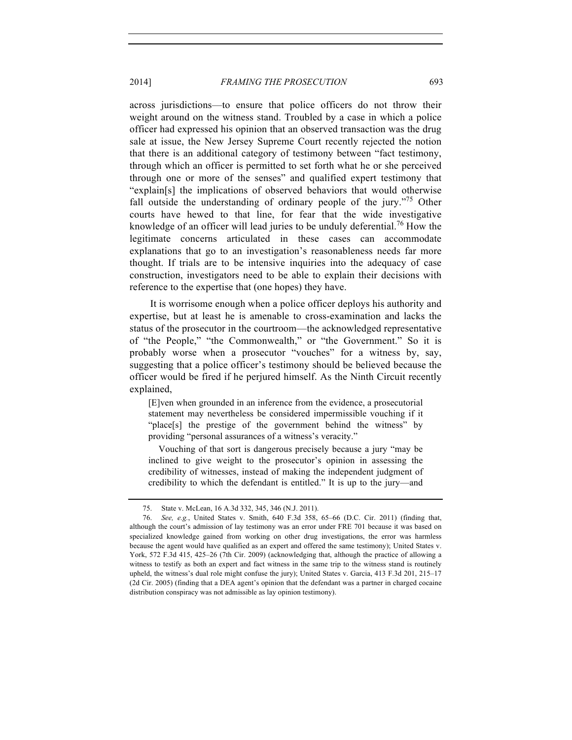across jurisdictions—to ensure that police officers do not throw their weight around on the witness stand. Troubled by a case in which a police officer had expressed his opinion that an observed transaction was the drug sale at issue, the New Jersey Supreme Court recently rejected the notion that there is an additional category of testimony between "fact testimony, through which an officer is permitted to set forth what he or she perceived through one or more of the senses" and qualified expert testimony that "explain[s] the implications of observed behaviors that would otherwise fall outside the understanding of ordinary people of the jury."[75] Other courts have hewed to that line, for fear that the wide investigative knowledge of an officer will lead juries to be unduly deferential.[76] How the legitimate concerns articulated in these cases can accommodate explanations that go to an investigation's reasonableness needs far more thought. If trials are to be intensive inquiries into the adequacy of case construction, investigators need to be able to explain their decisions with reference to the expertise that (one hopes) they have.

It is worrisome enough when a police officer deploys his authority and expertise, but at least he is amenable to cross-examination and lacks the status of the prosecutor in the courtroom—the acknowledged representative of "the People," "the Commonwealth," or "the Government." So it is probably worse when a prosecutor "vouches" for a witness by, say, suggesting that a police officer's testimony should be believed because the officer would be fired if he perjured himself. As the Ninth Circuit recently explained,

> [E]ven when grounded in an inference from the evidence, a prosecutorial statement may nevertheless be considered impermissible vouching if it "place[s] the prestige of the government behind the witness" by providing "personal assurances of a witness's veracity."
>
> Vouching of that sort is dangerous precisely because a jury "may be inclined to give weight to the prosecutor's opinion in assessing the credibility of witnesses, instead of making the independent judgment of credibility to which the defendant is entitled." It is up to the jury—and

---

75. State v. McLean, 16 A.3d 332, 345, 346 (N.J. 2011).

76. *See, e.g.*, United States v. Smith, 640 F.3d 358, 65–66 (D.C. Cir. 2011) (finding that, although the court's admission of lay testimony was an error under FRE 701 because it was based on specialized knowledge gained from working on other drug investigations, the error was harmless because the agent would have qualified as an expert and offered the same testimony); United States v. York, 572 F.3d 415, 425–26 (7th Cir. 2009) (acknowledging that, although the practice of allowing a witness to testify as both an expert and fact witness in the same trip to the witness stand is routinely upheld, the witness's dual role might confuse the jury); United States v. Garcia, 413 F.3d 201, 215–17 (2d Cir. 2005) (finding that a DEA agent's opinion that the defendant was a partner in charged cocaine distribution conspiracy was not admissible as lay opinion testimony).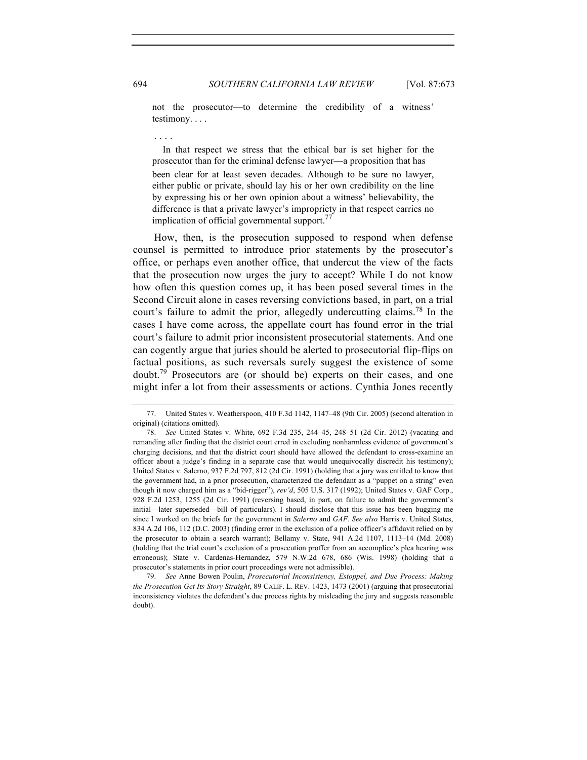> not the prosecutor—to determine the credibility of a witness' testimony. . . .
>
> . . . .
>
> In that respect we stress that the ethical bar is set higher for the prosecutor than for the criminal defense lawyer—a proposition that has been clear for at least seven decades. Although to be sure no lawyer, either public or private, should lay his or her own credibility on the line by expressing his or her own opinion about a witness' believability, the difference is that a private lawyer's impropriety in that respect carries no implication of official governmental support.[77]

How, then, is the prosecution supposed to respond when defense counsel is permitted to introduce prior statements by the prosecutor's office, or perhaps even another office, that undercut the view of the facts that the prosecution now urges the jury to accept? While I do not know how often this question comes up, it has been posed several times in the Second Circuit alone in cases reversing convictions based, in part, on a trial court's failure to admit the prior, allegedly undercutting claims.[78] In the cases I have come across, the appellate court has found error in the trial court's failure to admit prior inconsistent prosecutorial statements. And one can cogently argue that juries should be alerted to prosecutorial flip-flips on factual positions, as such reversals surely suggest the existence of some doubt.[79] Prosecutors are (or should be) experts on their cases, and one might infer a lot from their assessments or actions. Cynthia Jones recently

---

77. United States v. Weatherspoon, 410 F.3d 1142, 1147–48 (9th Cir. 2005) (second alteration in original) (citations omitted).

78. *See* United States v. White, 692 F.3d 235, 244–45, 248–51 (2d Cir. 2012) (vacating and remanding after finding that the district court erred in excluding nonharmless evidence of government's charging decisions, and that the district court should have allowed the defendant to cross-examine an officer about a judge's finding in a separate case that would unequivocally discredit his testimony); United States v. Salerno, 937 F.2d 797, 812 (2d Cir. 1991) (holding that a jury was entitled to know that the government had, in a prior prosecution, characterized the defendant as a "puppet on a string" even though it now charged him as a "bid-rigger"), *rev'd*, 505 U.S. 317 (1992); United States v. GAF Corp., 928 F.2d 1253, 1255 (2d Cir. 1991) (reversing based, in part, on failure to admit the government's initial—later superseded—bill of particulars). I should disclose that this issue has been bugging me since I worked on the briefs for the government in *Salerno* and *GAF*. *See also* Harris v. United States, 834 A.2d 106, 112 (D.C. 2003) (finding error in the exclusion of a police officer's affidavit relied on by the prosecutor to obtain a search warrant); Bellamy v. State, 941 A.2d 1107, 1113–14 (Md. 2008) (holding that the trial court's exclusion of a prosecution proffer from an accomplice's plea hearing was erroneous); State v. Cardenas-Hernandez, 579 N.W.2d 678, 686 (Wis. 1998) (holding that a prosecutor's statements in prior court proceedings were not admissible).

79. *See* Anne Bowen Poulin, *Prosecutorial Inconsistency, Estoppel, and Due Process: Making the Prosecution Get Its Story Straight*, 89 CALIF. L. REV. 1423, 1473 (2001) (arguing that prosecutorial inconsistency violates the defendant's due process rights by misleading the jury and suggests reasonable doubt).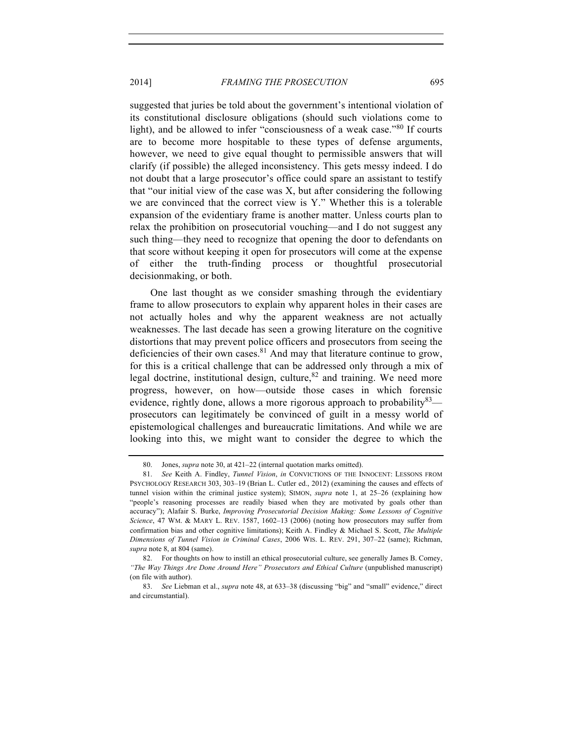suggested that juries be told about the government's intentional violation of its constitutional disclosure obligations (should such violations come to light), and be allowed to infer "consciousness of a weak case."[80] If courts are to become more hospitable to these types of defense arguments, however, we need to give equal thought to permissible answers that will clarify (if possible) the alleged inconsistency. This gets messy indeed. I do not doubt that a large prosecutor's office could spare an assistant to testify that "our initial view of the case was X, but after considering the following we are convinced that the correct view is Y." Whether this is a tolerable expansion of the evidentiary frame is another matter. Unless courts plan to relax the prohibition on prosecutorial vouching—and I do not suggest any such thing—they need to recognize that opening the door to defendants on that score without keeping it open for prosecutors will come at the expense of either the truth-finding process or thoughtful prosecutorial decisionmaking, or both.

One last thought as we consider smashing through the evidentiary frame to allow prosecutors to explain why apparent holes in their cases are not actually holes and why the apparent weakness are not actually weaknesses. The last decade has seen a growing literature on the cognitive distortions that may prevent police officers and prosecutors from seeing the deficiencies of their own cases.[81] And may that literature continue to grow, for this is a critical challenge that can be addressed only through a mix of legal doctrine, institutional design, culture,[82] and training. We need more progress, however, on how—outside those cases in which forensic evidence, rightly done, allows a more rigorous approach to probability[83]—prosecutors can legitimately be convinced of guilt in a messy world of epistemological challenges and bureaucratic limitations. And while we are looking into this, we might want to consider the degree to which the

---

80. Jones, *supra* note 30, at 421–22 (internal quotation marks omitted).

81. *See* Keith A. Findley, *Tunnel Vision*, *in* CONVICTIONS OF THE INNOCENT: LESSONS FROM PSYCHOLOGY RESEARCH 303, 303–19 (Brian L. Cutler ed., 2012) (examining the causes and effects of tunnel vision within the criminal justice system); SIMON, *supra* note 1, at 25–26 (explaining how "people's reasoning processes are readily biased when they are motivated by goals other than accuracy"); Alafair S. Burke, *Improving Prosecutorial Decision Making: Some Lessons of Cognitive Science*, 47 WM. & MARY L. REV. 1587, 1602–13 (2006) (noting how prosecutors may suffer from confirmation bias and other cognitive limitations); Keith A. Findley & Michael S. Scott, *The Multiple Dimensions of Tunnel Vision in Criminal Cases*, 2006 WIS. L. REV. 291, 307–22 (same); Richman, *supra* note 8, at 804 (same).

82. For thoughts on how to instill an ethical prosecutorial culture, see generally James B. Comey, *"The Way Things Are Done Around Here" Prosecutors and Ethical Culture* (unpublished manuscript) (on file with author).

83. *See* Liebman et al., *supra* note 48, at 633–38 (discussing "big" and "small" evidence," direct and circumstantial).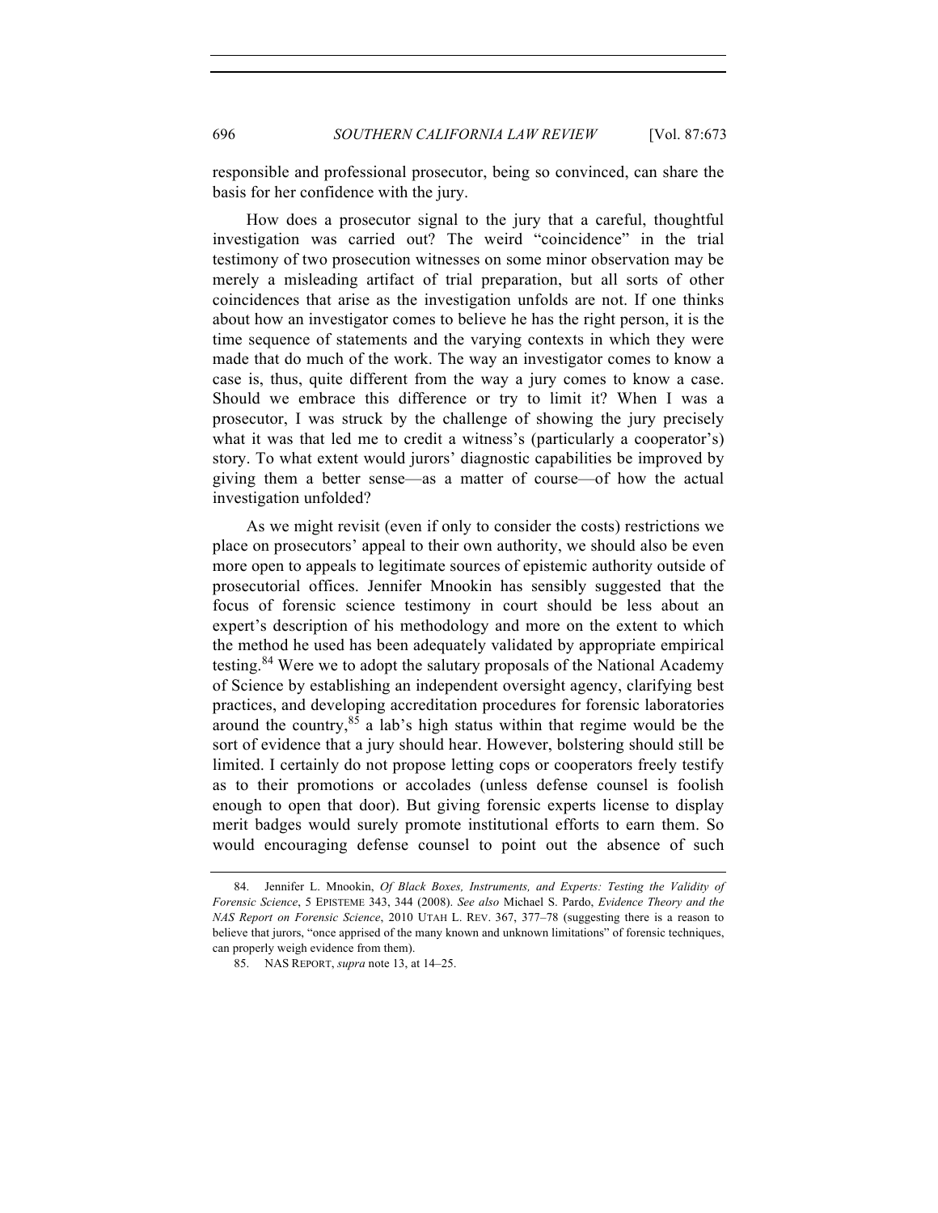responsible and professional prosecutor, being so convinced, can share the basis for her confidence with the jury.

How does a prosecutor signal to the jury that a careful, thoughtful investigation was carried out? The weird "coincidence" in the trial testimony of two prosecution witnesses on some minor observation may be merely a misleading artifact of trial preparation, but all sorts of other coincidences that arise as the investigation unfolds are not. If one thinks about how an investigator comes to believe he has the right person, it is the time sequence of statements and the varying contexts in which they were made that do much of the work. The way an investigator comes to know a case is, thus, quite different from the way a jury comes to know a case. Should we embrace this difference or try to limit it? When I was a prosecutor, I was struck by the challenge of showing the jury precisely what it was that led me to credit a witness's (particularly a cooperator's) story. To what extent would jurors' diagnostic capabilities be improved by giving them a better sense—as a matter of course—of how the actual investigation unfolded?

As we might revisit (even if only to consider the costs) restrictions we place on prosecutors' appeal to their own authority, we should also be even more open to appeals to legitimate sources of epistemic authority outside of prosecutorial offices. Jennifer Mnookin has sensibly suggested that the focus of forensic science testimony in court should be less about an expert's description of his methodology and more on the extent to which the method he used has been adequately validated by appropriate empirical testing.[84] Were we to adopt the salutary proposals of the National Academy of Science by establishing an independent oversight agency, clarifying best practices, and developing accreditation procedures for forensic laboratories around the country,[85] a lab's high status within that regime would be the sort of evidence that a jury should hear. However, bolstering should still be limited. I certainly do not propose letting cops or cooperators freely testify as to their promotions or accolades (unless defense counsel is foolish enough to open that door). But giving forensic experts license to display merit badges would surely promote institutional efforts to earn them. So would encouraging defense counsel to point out the absence of such

---

84. Jennifer L. Mnookin, *Of Black Boxes, Instruments, and Experts: Testing the Validity of Forensic Science*, 5 EPISTEME 343, 344 (2008). *See also* Michael S. Pardo, *Evidence Theory and the NAS Report on Forensic Science*, 2010 UTAH L. REV. 367, 377–78 (suggesting there is a reason to believe that jurors, "once apprised of the many known and unknown limitations" of forensic techniques, can properly weigh evidence from them).

85. NAS REPORT, *supra* note 13, at 14–25.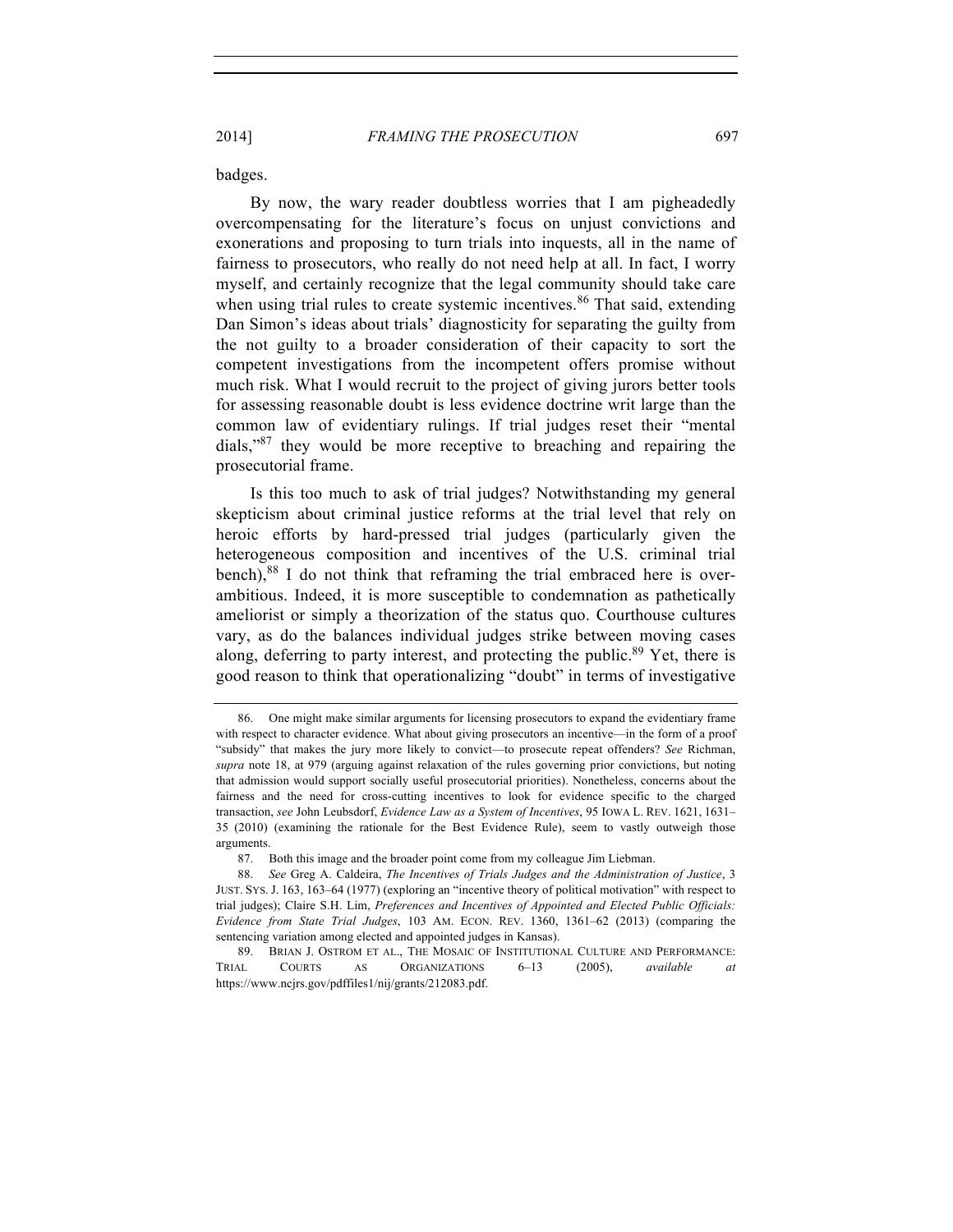badges.

By now, the wary reader doubtless worries that I am pigheadedly overcompensating for the literature's focus on unjust convictions and exonerations and proposing to turn trials into inquests, all in the name of fairness to prosecutors, who really do not need help at all. In fact, I worry myself, and certainly recognize that the legal community should take care when using trial rules to create systemic incentives.[86] That said, extending Dan Simon's ideas about trials' diagnosticity for separating the guilty from the not guilty to a broader consideration of their capacity to sort the competent investigations from the incompetent offers promise without much risk. What I would recruit to the project of giving jurors better tools for assessing reasonable doubt is less evidence doctrine writ large than the common law of evidentiary rulings. If trial judges reset their "mental dials,"[87] they would be more receptive to breaching and repairing the prosecutorial frame.

Is this too much to ask of trial judges? Notwithstanding my general skepticism about criminal justice reforms at the trial level that rely on heroic efforts by hard-pressed trial judges (particularly given the heterogeneous composition and incentives of the U.S. criminal trial bench),[88] I do not think that reframing the trial embraced here is over-ambitious. Indeed, it is more susceptible to condemnation as pathetically ameliorist or simply a theorization of the status quo. Courthouse cultures vary, as do the balances individual judges strike between moving cases along, deferring to party interest, and protecting the public.[89] Yet, there is good reason to think that operationalizing "doubt" in terms of investigative

---

86. One might make similar arguments for licensing prosecutors to expand the evidentiary frame with respect to character evidence. What about giving prosecutors an incentive—in the form of a proof "subsidy" that makes the jury more likely to convict—to prosecute repeat offenders? *See* Richman, *supra* note 18, at 979 (arguing against relaxation of the rules governing prior convictions, but noting that admission would support socially useful prosecutorial priorities). Nonetheless, concerns about the fairness and the need for cross-cutting incentives to look for evidence specific to the charged transaction, *see* John Leubsdorf, *Evidence Law as a System of Incentives*, 95 IOWA L. REV. 1621, 1631–35 (2010) (examining the rationale for the Best Evidence Rule), seem to vastly outweigh those arguments.

87. Both this image and the broader point come from my colleague Jim Liebman.

88. *See* Greg A. Caldeira, *The Incentives of Trials Judges and the Administration of Justice*, 3 JUST. SYS. J. 163, 163–64 (1977) (exploring an "incentive theory of political motivation" with respect to trial judges); Claire S.H. Lim, *Preferences and Incentives of Appointed and Elected Public Officials: Evidence from State Trial Judges*, 103 AM. ECON. REV. 1360, 1361–62 (2013) (comparing the sentencing variation among elected and appointed judges in Kansas).

89. BRIAN J. OSTROM ET AL., THE MOSAIC OF INSTITUTIONAL CULTURE AND PERFORMANCE: TRIAL COURTS AS ORGANIZATIONS 6–13 (2005), *available at* https://www.ncjrs.gov/pdffiles1/nij/grants/212083.pdf.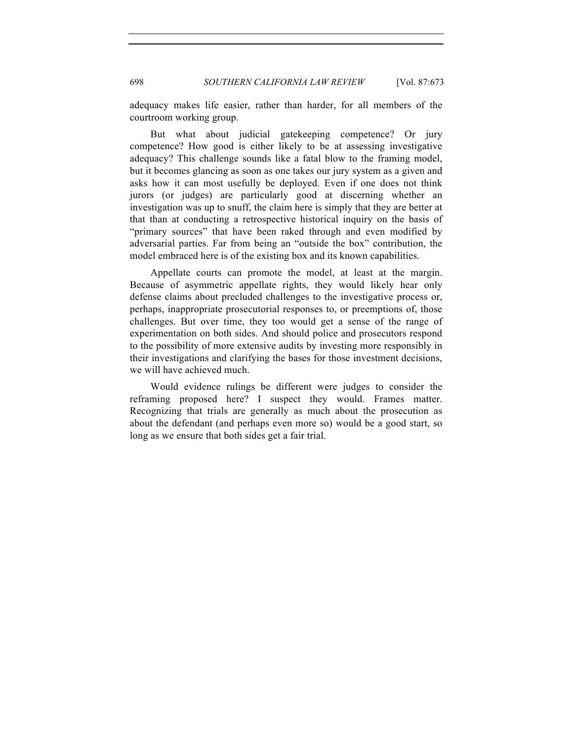adequacy makes life easier, rather than harder, for all members of the courtroom working group.

But what about judicial gatekeeping competence? Or jury competence? How good is either likely to be at assessing investigative adequacy? This challenge sounds like a fatal blow to the framing model, but it becomes glancing as soon as one takes our jury system as a given and asks how it can most usefully be deployed. Even if one does not think jurors (or judges) are particularly good at discerning whether an investigation was up to snuff, the claim here is simply that they are better at that than at conducting a retrospective historical inquiry on the basis of "primary sources" that have been raked through and even modified by adversarial parties. Far from being an "outside the box" contribution, the model embraced here is of the existing box and its known capabilities.

Appellate courts can promote the model, at least at the margin. Because of asymmetric appellate rights, they would likely hear only defense claims about precluded challenges to the investigative process or, perhaps, inappropriate prosecutorial responses to, or preemptions of, those challenges. But over time, they too would get a sense of the range of experimentation on both sides. And should police and prosecutors respond to the possibility of more extensive audits by investing more responsibly in their investigations and clarifying the bases for those investment decisions, we will have achieved much.

Would evidence rulings be different were judges to consider the reframing proposed here? I suspect they would. Frames matter. Recognizing that trials are generally as much about the prosecution as about the defendant (and perhaps even more so) would be a good start, so long as we ensure that both sides get a fair trial.